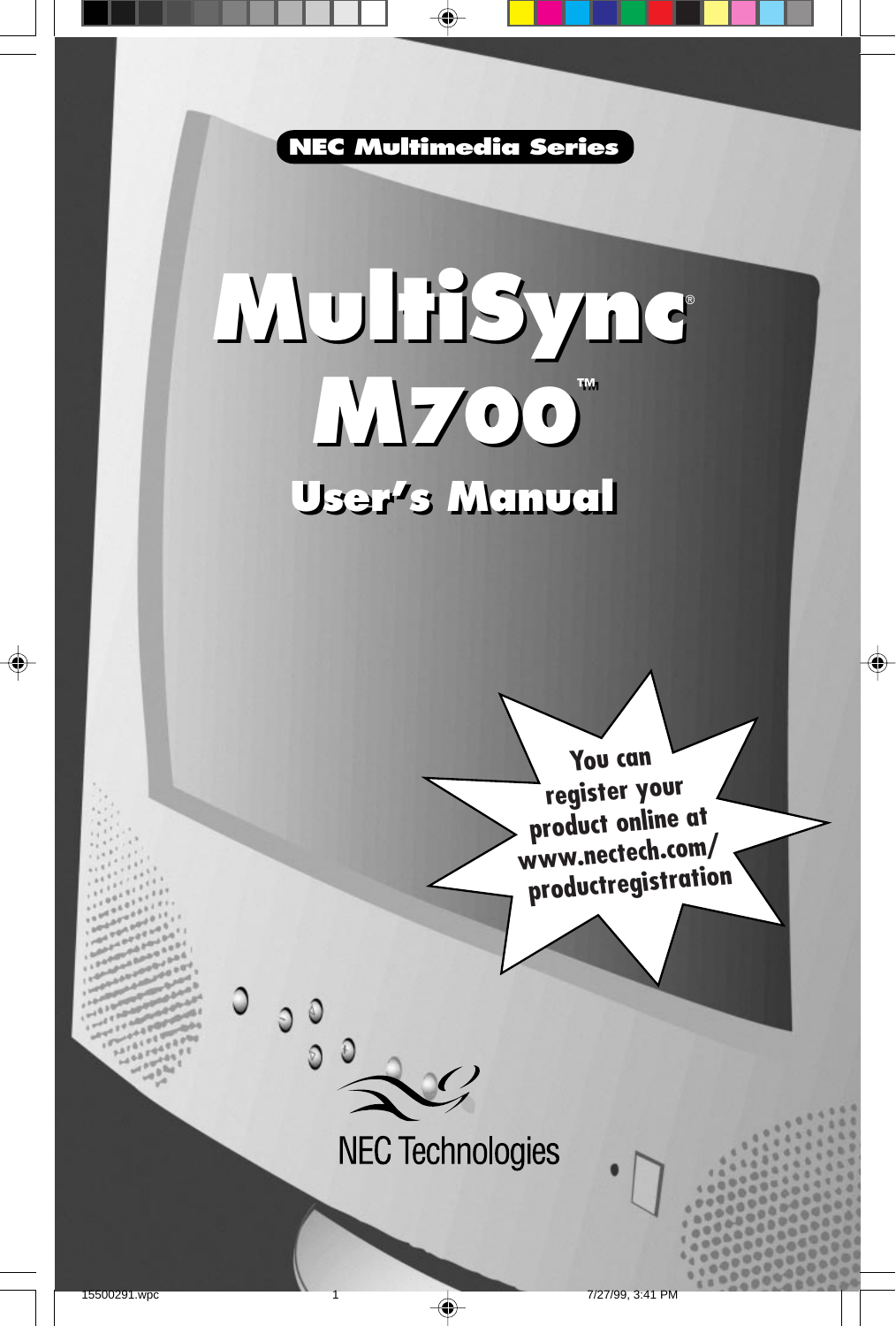NEC Multimedia Series

# MultiSync® M700™

## User's Manual

You can register your product online at www.nectech.com/productregistration

NEC Technologies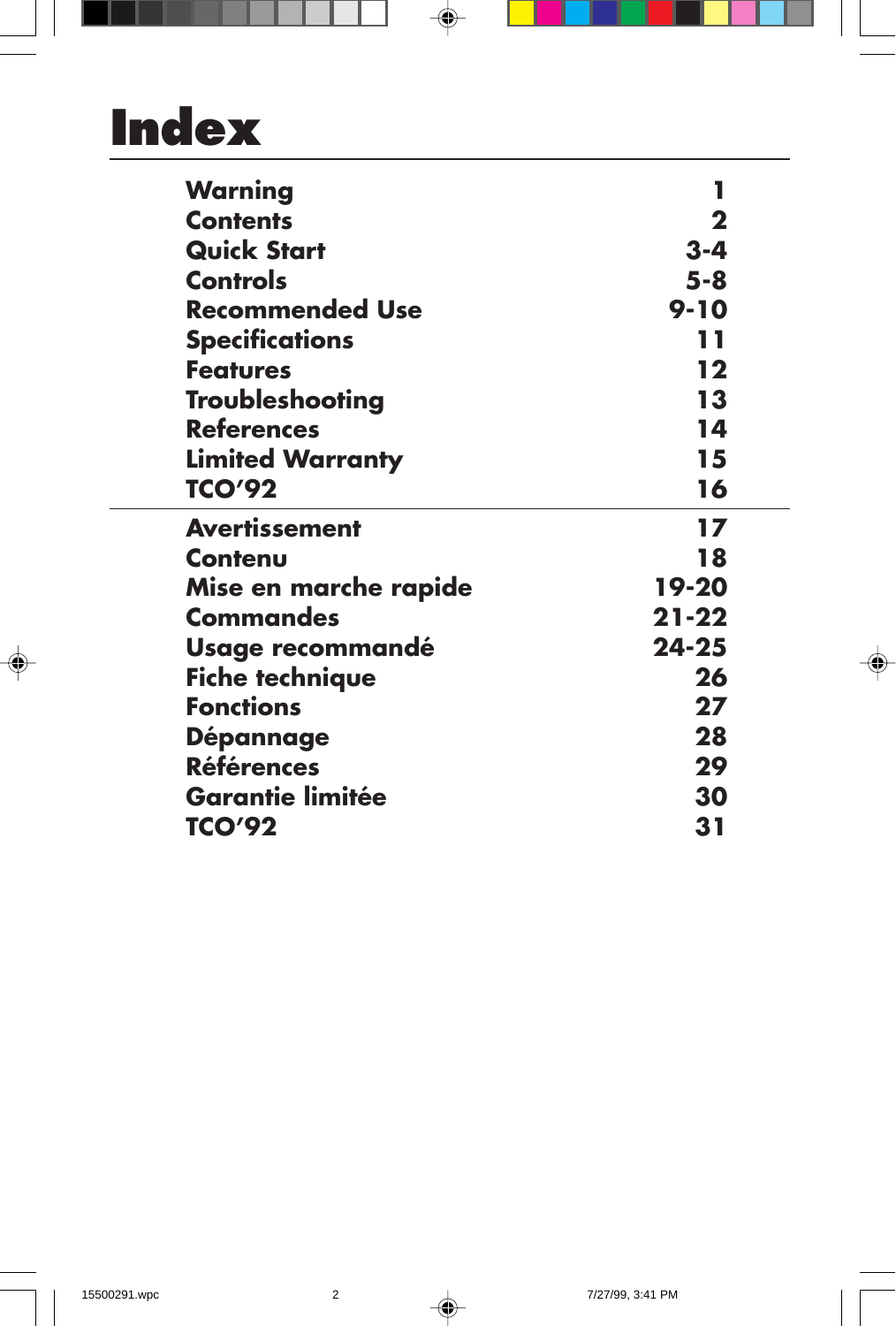# Index

| | |
|---|---|
| **Warning** | **1** |
| **Contents** | **2** |
| **Quick Start** | **3-4** |
| **Controls** | **5-8** |
| **Recommended Use** | **9-10** |
| **Specifications** | **11** |
| **Features** | **12** |
| **Troubleshooting** | **13** |
| **References** | **14** |
| **Limited Warranty** | **15** |
| **TCO'92** | **16** |
| **Avertissement** | **17** |
| **Contenu** | **18** |
| **Mise en marche rapide** | **19-20** |
| **Commandes** | **21-22** |
| **Usage recommandé** | **24-25** |
| **Fiche technique** | **26** |
| **Fonctions** | **27** |
| **Dépannage** | **28** |
| **Références** | **29** |
| **Garantie limitée** | **30** |
| **TCO'92** | **31** |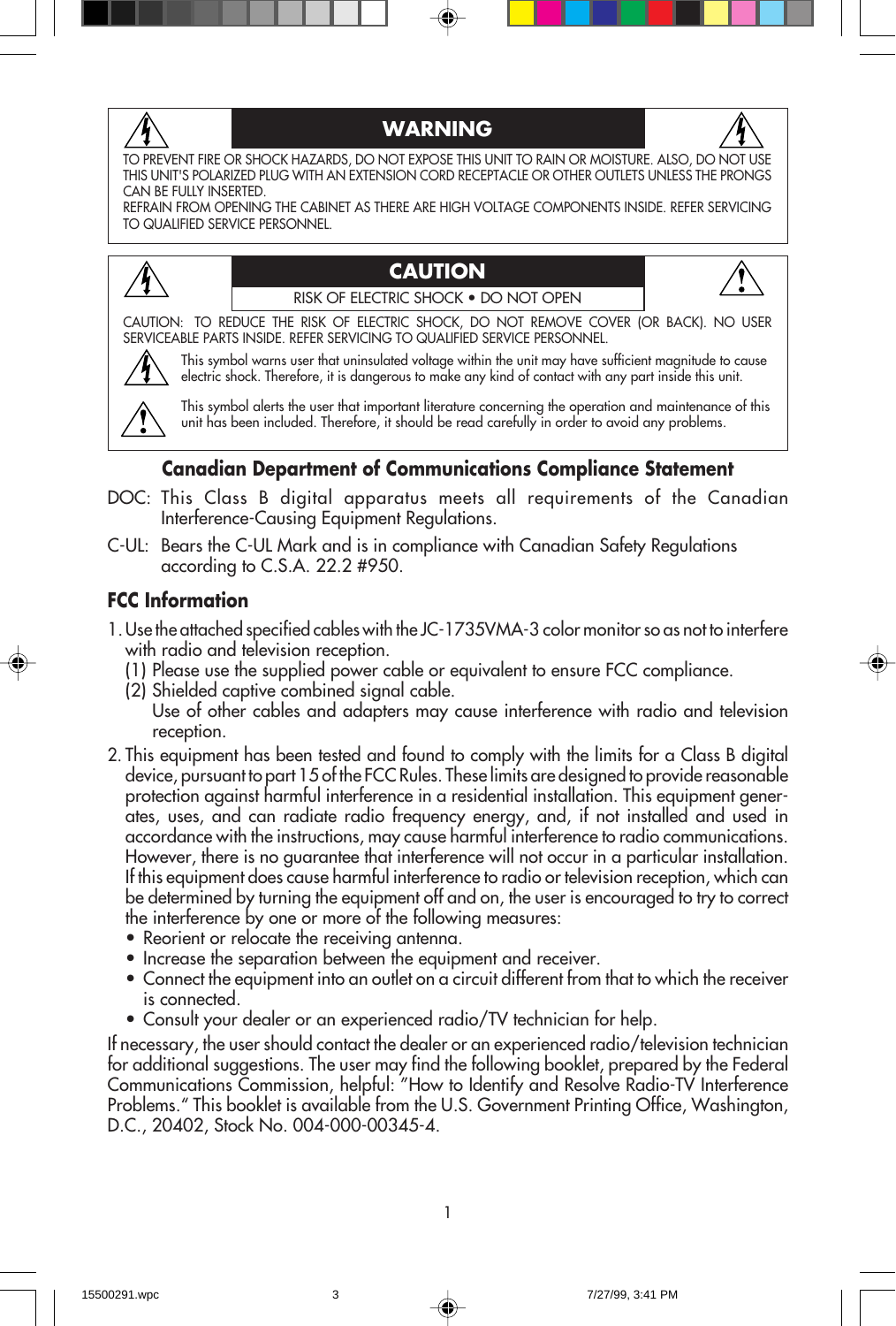## WARNING

TO PREVENT FIRE OR SHOCK HAZARDS, DO NOT EXPOSE THIS UNIT TO RAIN OR MOISTURE. ALSO, DO NOT USE THIS UNIT'S POLARIZED PLUG WITH AN EXTENSION CORD RECEPTACLE OR OTHER OUTLETS UNLESS THE PRONGS CAN BE FULLY INSERTED.
REFRAIN FROM OPENING THE CABINET AS THERE ARE HIGH VOLTAGE COMPONENTS INSIDE. REFER SERVICING TO QUALIFIED SERVICE PERSONNEL.

## CAUTION

RISK OF ELECTRIC SHOCK • DO NOT OPEN

CAUTION: TO REDUCE THE RISK OF ELECTRIC SHOCK, DO NOT REMOVE COVER (OR BACK). NO USER SERVICEABLE PARTS INSIDE. REFER SERVICING TO QUALIFIED SERVICE PERSONNEL.

This symbol warns user that uninsulated voltage within the unit may have sufficient magnitude to cause electric shock. Therefore, it is dangerous to make any kind of contact with any part inside this unit.

This symbol alerts the user that important literature concerning the operation and maintenance of this unit has been included. Therefore, it should be read carefully in order to avoid any problems.

## Canadian Department of Communications Compliance Statement

DOC: This Class B digital apparatus meets all requirements of the Canadian Interference-Causing Equipment Regulations.

C-UL: Bears the C-UL Mark and is in compliance with Canadian Safety Regulations according to C.S.A. 22.2 #950.

## FCC Information

1. Use the attached specified cables with the JC-1735VMA-3 color monitor so as not to interfere with radio and television reception.
   (1) Please use the supplied power cable or equivalent to ensure FCC compliance.
   (2) Shielded captive combined signal cable.
   Use of other cables and adapters may cause interference with radio and television reception.
2. This equipment has been tested and found to comply with the limits for a Class B digital device, pursuant to part 15 of the FCC Rules. These limits are designed to provide reasonable protection against harmful interference in a residential installation. This equipment generates, uses, and can radiate radio frequency energy, and, if not installed and used in accordance with the instructions, may cause harmful interference to radio communications. However, there is no guarantee that interference will not occur in a particular installation. If this equipment does cause harmful interference to radio or television reception, which can be determined by turning the equipment off and on, the user is encouraged to try to correct the interference by one or more of the following measures:
   - Reorient or relocate the receiving antenna.
   - Increase the separation between the equipment and receiver.
   - Connect the equipment into an outlet on a circuit different from that to which the receiver is connected.
   - Consult your dealer or an experienced radio/TV technician for help.

If necessary, the user should contact the dealer or an experienced radio/television technician for additional suggestions. The user may find the following booklet, prepared by the Federal Communications Commission, helpful: "How to Identify and Resolve Radio-TV Interference Problems." This booklet is available from the U.S. Government Printing Office, Washington, D.C., 20402, Stock No. 004-000-00345-4.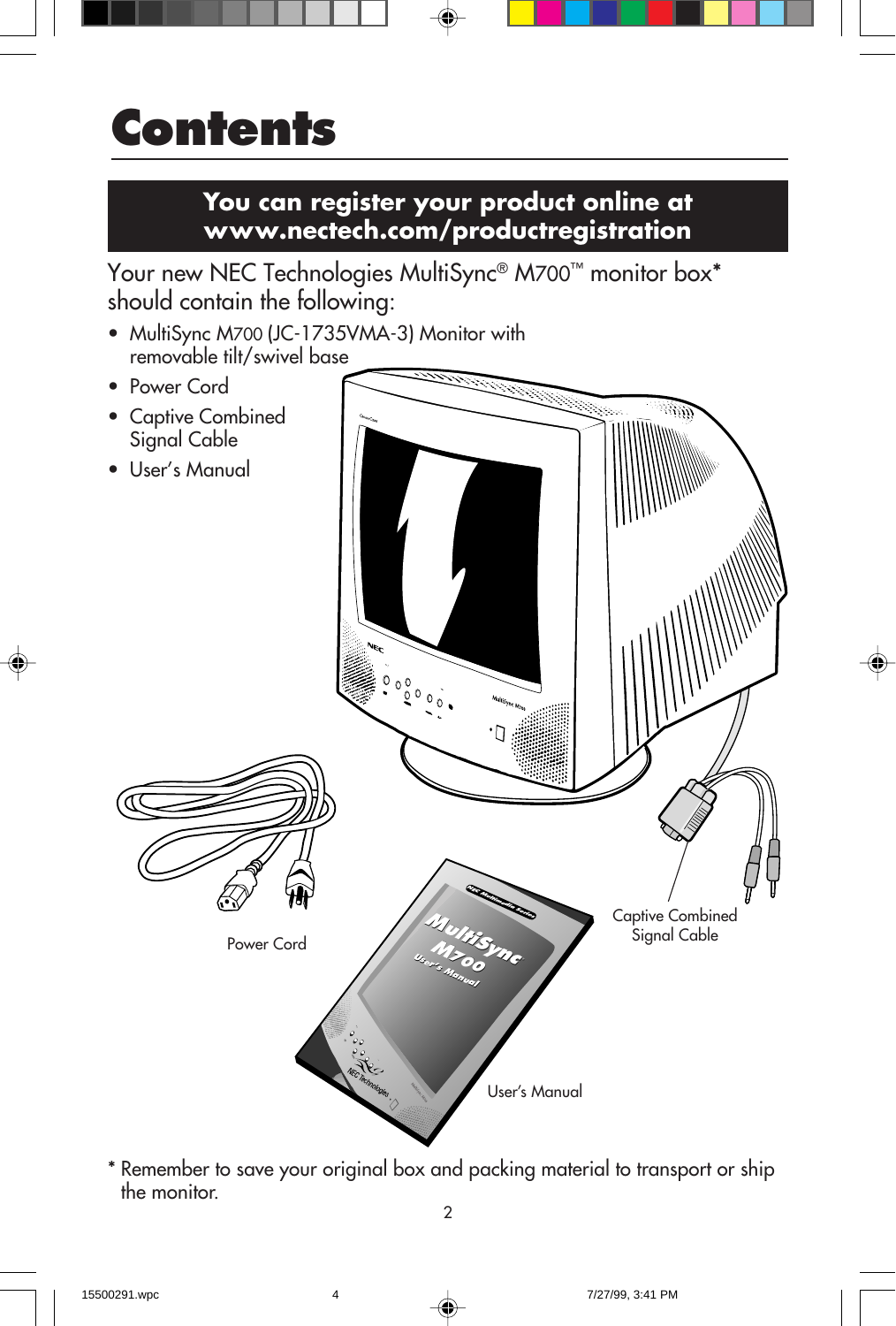# Contents

**You can register your product online at www.nectech.com/productregistration**

Your new NEC Technologies MultiSync® M700™ monitor box* should contain the following:

- MultiSync M700 (JC-1735VMA-3) Monitor with removable tilt/swivel base
- Power Cord
- Captive Combined Signal Cable
- User's Manual

Power Cord

Captive Combined Signal Cable

User's Manual

* Remember to save your original box and packing material to transport or ship the monitor.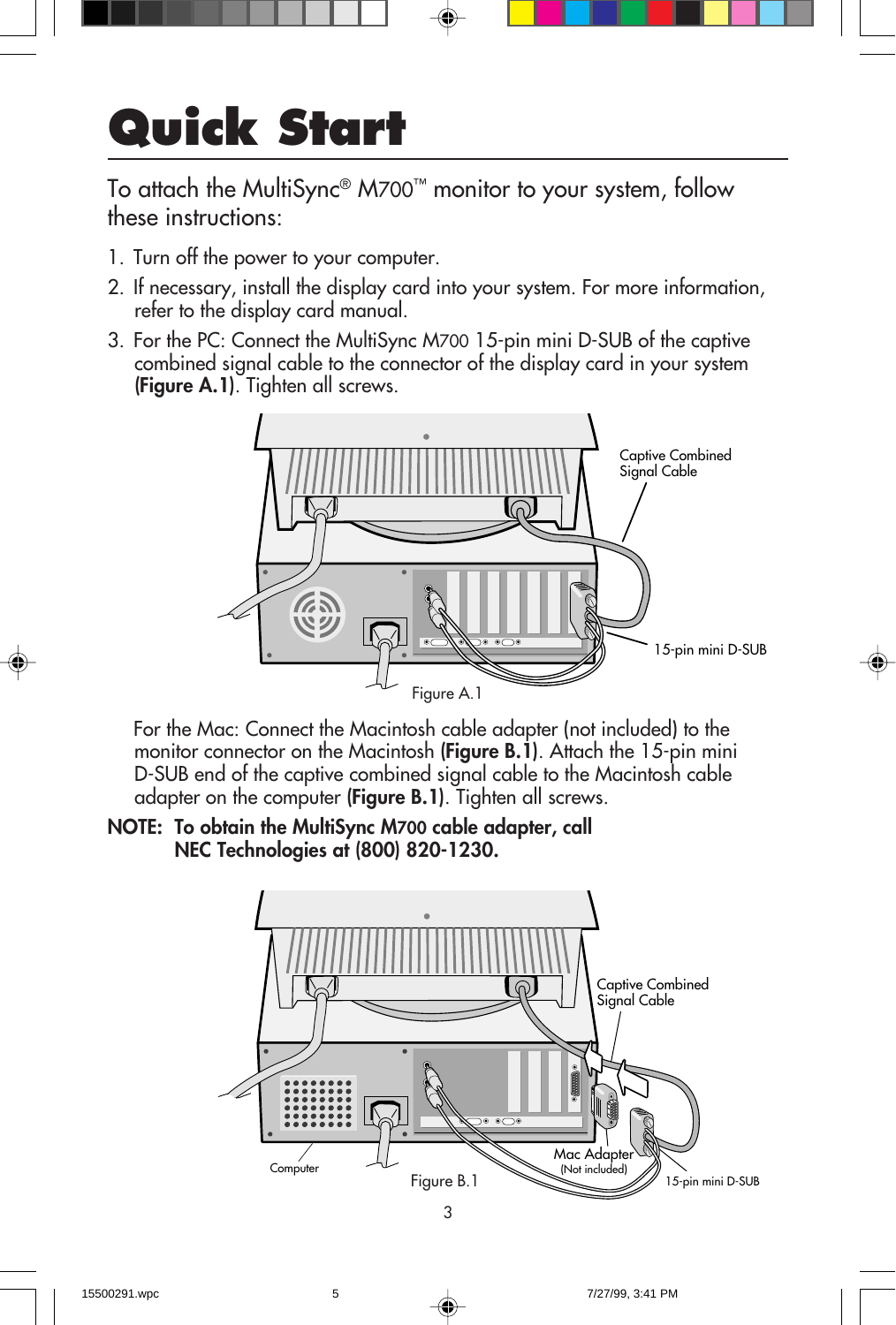# Quick Start

To attach the MultiSync® M700™ monitor to your system, follow these instructions:

1. Turn off the power to your computer.
2. If necessary, install the display card into your system. For more information, refer to the display card manual.
3. For the PC: Connect the MultiSync M700 15-pin mini D-SUB of the captive combined signal cable to the connector of the display card in your system **(Figure A.1)**. Tighten all screws.

Figure A.1

For the Mac: Connect the Macintosh cable adapter (not included) to the monitor connector on the Macintosh **(Figure B.1)**. Attach the 15-pin mini D-SUB end of the captive combined signal cable to the Macintosh cable adapter on the computer **(Figure B.1)**. Tighten all screws.

**NOTE: To obtain the MultiSync M700 cable adapter, call NEC Technologies at (800) 820-1230.**

Figure B.1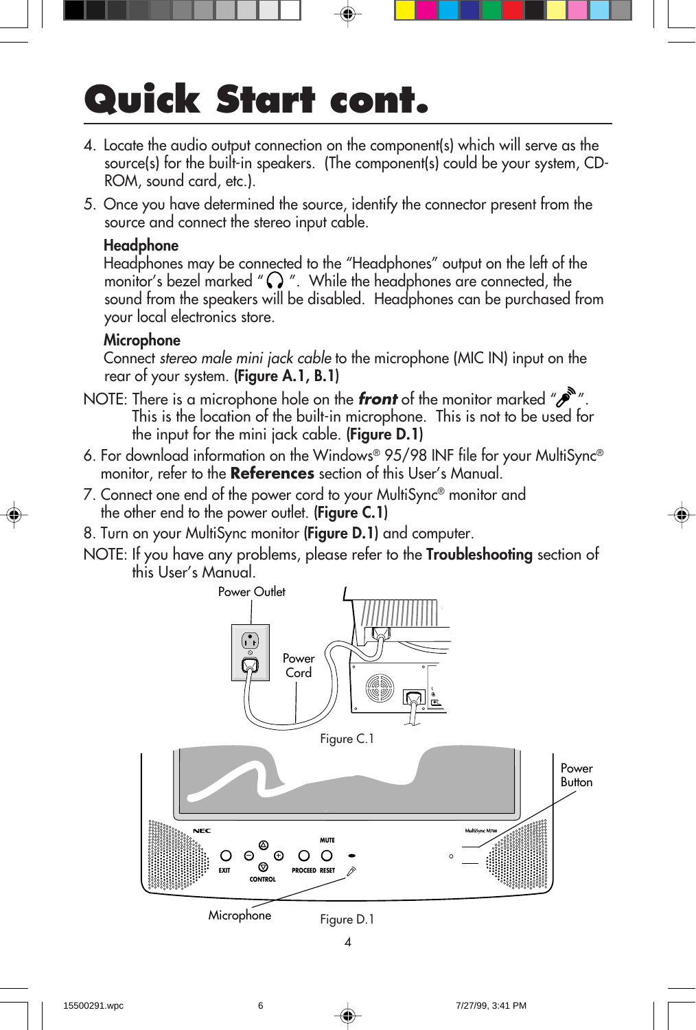# Quick Start cont.

4. Locate the audio output connection on the component(s) which will serve as the source(s) for the built-in speakers. (The component(s) could be your system, CD-ROM, sound card, etc.).

5. Once you have determined the source, identify the connector present from the source and connect the stereo input cable.

   **Headphone**
   Headphones may be connected to the "Headphones" output on the left of the monitor's bezel marked " ". While the headphones are connected, the sound from the speakers will be disabled. Headphones can be purchased from your local electronics store.

   **Microphone**
   Connect *stereo male mini jack cable* to the microphone (MIC IN) input on the rear of your system. **(Figure A.1, B.1)**

NOTE: There is a microphone hole on the ***front*** of the monitor marked " ". This is the location of the built-in microphone. This is not to be used for the input for the mini jack cable. **(Figure D.1)**

6. For download information on the Windows® 95/98 INF file for your MultiSync® monitor, refer to the **References** section of this User's Manual.

7. Connect one end of the power cord to your MultiSync® monitor and the other end to the power outlet. **(Figure C.1)**

8. Turn on your MultiSync monitor **(Figure D.1)** and computer.

NOTE: If you have any problems, please refer to the **Troubleshooting** section of this User's Manual.

Power Outlet

Power Cord

Figure C.1

Power Button

Microphone

Figure D.1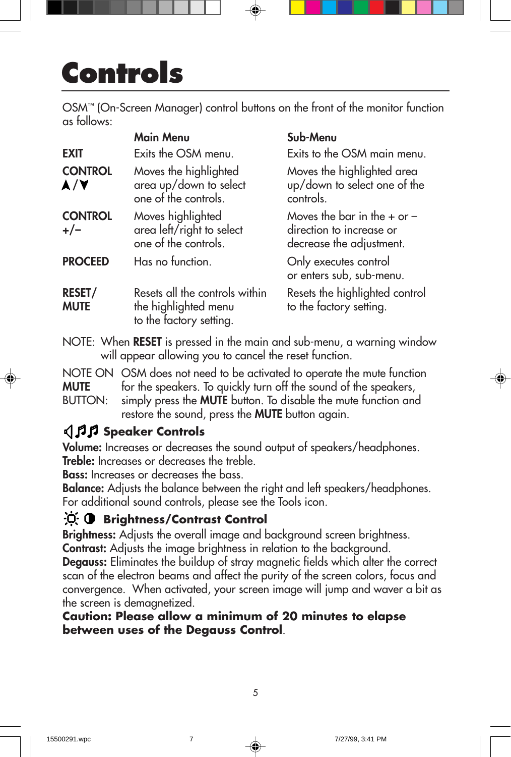# Controls

OSM™ (On-Screen Manager) control buttons on the front of the monitor function as follows:

| | Main Menu | Sub-Menu |
|---|---|---|
| **EXIT** | Exits the OSM menu. | Exits to the OSM main menu. |
| **CONTROL ▲/▼** | Moves the highlighted area up/down to select one of the controls. | Moves the highlighted area up/down to select one of the controls. |
| **CONTROL +/–** | Moves highlighted area left/right to select one of the controls. | Moves the bar in the + or – direction to increase or decrease the adjustment. |
| **PROCEED** | Has no function. | Only executes control or enters sub, sub-menu. |
| **RESET/ MUTE** | Resets all the controls within the highlighted menu to the factory setting. | Resets the highlighted control to the factory setting. |

NOTE: When **RESET** is pressed in the main and sub-menu, a warning window will appear allowing you to cancel the reset function.

NOTE ON **MUTE** BUTTON: OSM does not need to be activated to operate the mute function for the speakers. To quickly turn off the sound of the speakers, simply press the **MUTE** button. To disable the mute function and restore the sound, press the **MUTE** button again.

### Speaker Controls

**Volume:** Increases or decreases the sound output of speakers/headphones.
**Treble:** Increases or decreases the treble.
**Bass:** Increases or decreases the bass.
**Balance:** Adjusts the balance between the right and left speakers/headphones.
For additional sound controls, please see the Tools icon.

### Brightness/Contrast Control

**Brightness:** Adjusts the overall image and background screen brightness.
**Contrast:** Adjusts the image brightness in relation to the background.
**Degauss:** Eliminates the buildup of stray magnetic fields which alter the correct scan of the electron beams and affect the purity of the screen colors, focus and convergence. When activated, your screen image will jump and waver a bit as the screen is demagnetized.
**Caution: Please allow a minimum of 20 minutes to elapse between uses of the Degauss Control**.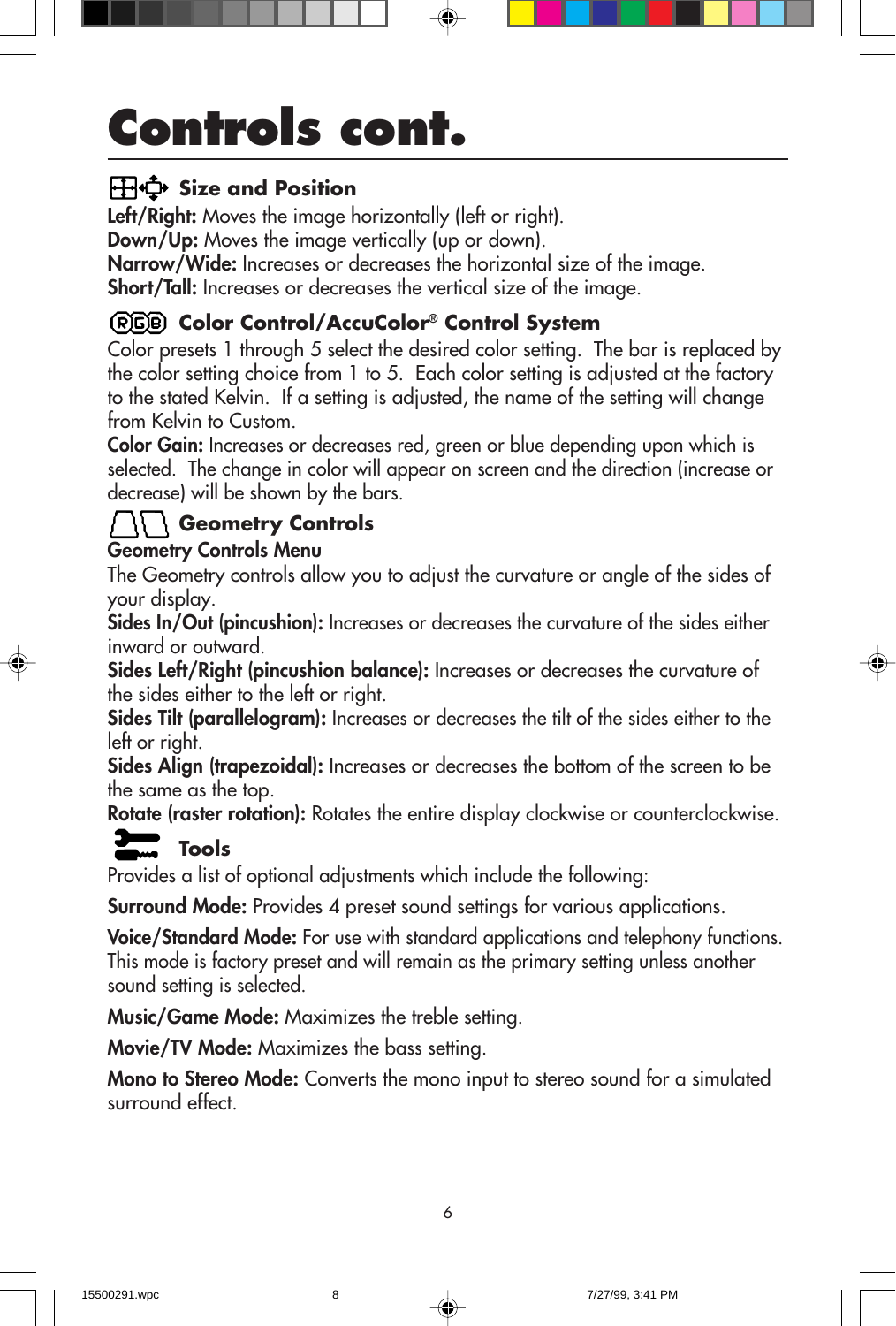# Controls cont.

### Size and Position

**Left/Right:** Moves the image horizontally (left or right).
**Down/Up:** Moves the image vertically (up or down).
**Narrow/Wide:** Increases or decreases the horizontal size of the image.
**Short/Tall:** Increases or decreases the vertical size of the image.

### Color Control/AccuColor® Control System

Color presets 1 through 5 select the desired color setting. The bar is replaced by the color setting choice from 1 to 5. Each color setting is adjusted at the factory to the stated Kelvin. If a setting is adjusted, the name of the setting will change from Kelvin to Custom.

**Color Gain:** Increases or decreases red, green or blue depending upon which is selected. The change in color will appear on screen and the direction (increase or decrease) will be shown by the bars.

### Geometry Controls

**Geometry Controls Menu**

The Geometry controls allow you to adjust the curvature or angle of the sides of your display.

**Sides In/Out (pincushion):** Increases or decreases the curvature of the sides either inward or outward.

**Sides Left/Right (pincushion balance):** Increases or decreases the curvature of the sides either to the left or right.

**Sides Tilt (parallelogram):** Increases or decreases the tilt of the sides either to the left or right.

**Sides Align (trapezoidal):** Increases or decreases the bottom of the screen to be the same as the top.

**Rotate (raster rotation):** Rotates the entire display clockwise or counterclockwise.

### Tools

Provides a list of optional adjustments which include the following:

**Surround Mode:** Provides 4 preset sound settings for various applications.

**Voice/Standard Mode:** For use with standard applications and telephony functions. This mode is factory preset and will remain as the primary setting unless another sound setting is selected.

**Music/Game Mode:** Maximizes the treble setting.

**Movie/TV Mode:** Maximizes the bass setting.

**Mono to Stereo Mode:** Converts the mono input to stereo sound for a simulated surround effect.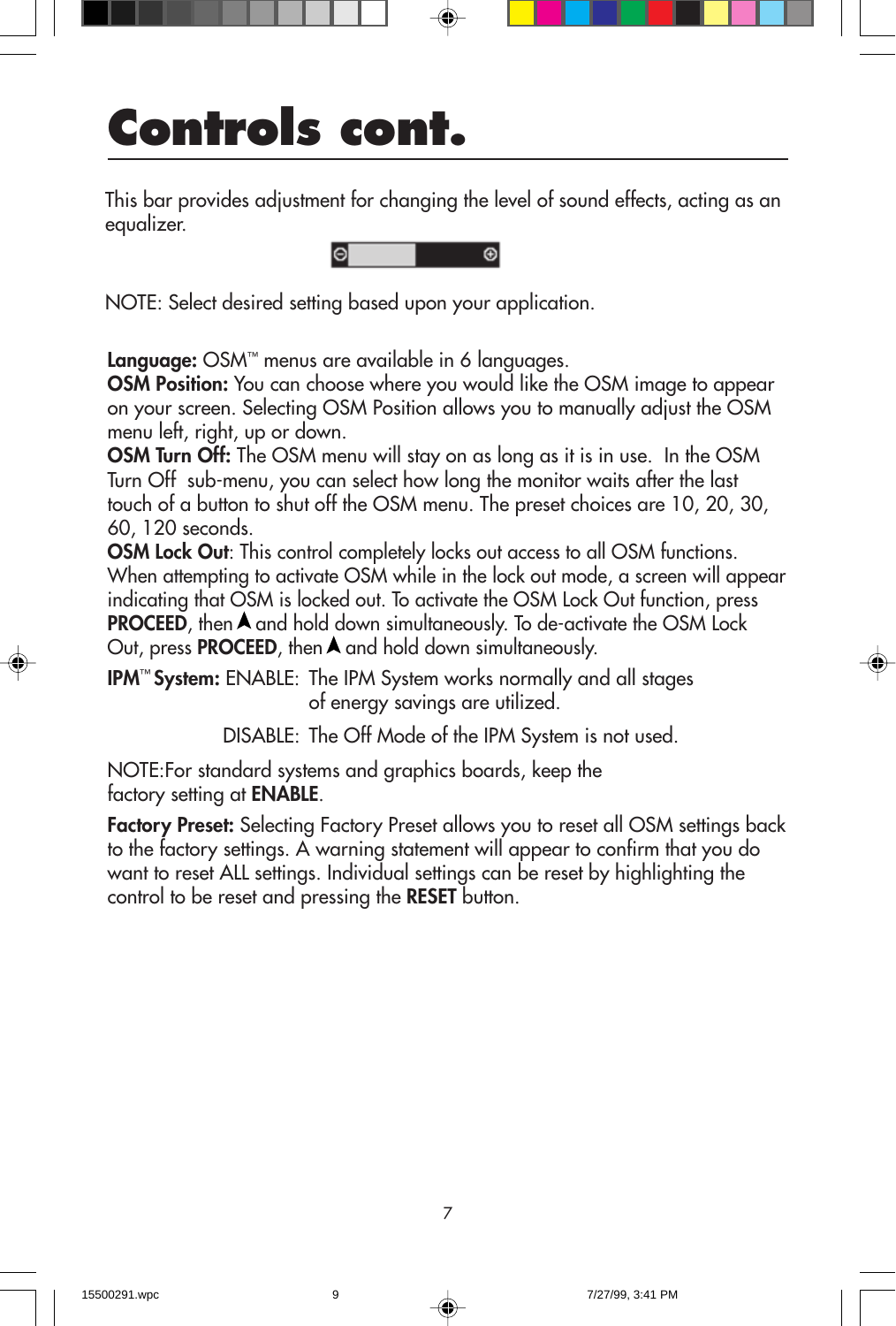# Controls cont.

This bar provides adjustment for changing the level of sound effects, acting as an equalizer.

NOTE: Select desired setting based upon your application.

**Language:** OSM™ menus are available in 6 languages.
**OSM Position:** You can choose where you would like the OSM image to appear on your screen. Selecting OSM Position allows you to manually adjust the OSM menu left, right, up or down.
**OSM Turn Off:** The OSM menu will stay on as long as it is in use. In the OSM Turn Off sub-menu, you can select how long the monitor waits after the last touch of a button to shut off the OSM menu. The preset choices are 10, 20, 30, 60, 120 seconds.
**OSM Lock Out**: This control completely locks out access to all OSM functions. When attempting to activate OSM while in the lock out mode, a screen will appear indicating that OSM is locked out. To activate the OSM Lock Out function, press **PROCEED**, then ⋀ and hold down simultaneously. To de-activate the OSM Lock Out, press **PROCEED**, then ⋀ and hold down simultaneously.

**IPM™ System:** ENABLE: The IPM System works normally and all stages of energy savings are utilized.

DISABLE: The Off Mode of the IPM System is not used.

NOTE:For standard systems and graphics boards, keep the factory setting at **ENABLE**.

**Factory Preset:** Selecting Factory Preset allows you to reset all OSM settings back to the factory settings. A warning statement will appear to confirm that you do want to reset ALL settings. Individual settings can be reset by highlighting the control to be reset and pressing the **RESET** button.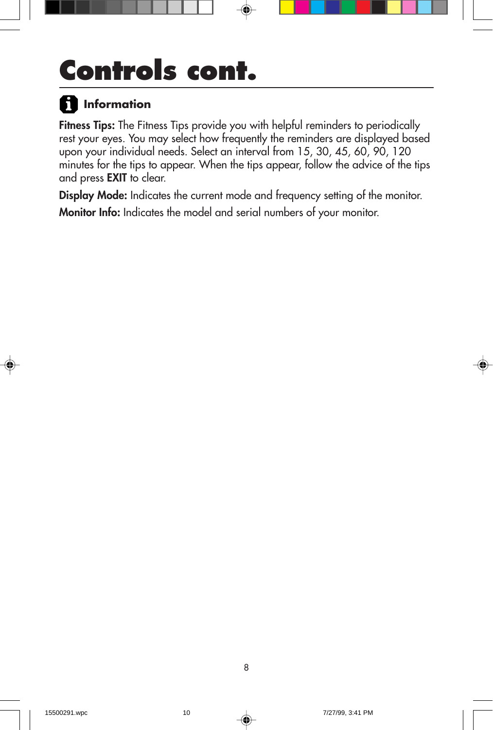# Controls cont.

## Information

**Fitness Tips:** The Fitness Tips provide you with helpful reminders to periodically rest your eyes. You may select how frequently the reminders are displayed based upon your individual needs. Select an interval from 15, 30, 45, 60, 90, 120 minutes for the tips to appear. When the tips appear, follow the advice of the tips and press **EXIT** to clear.

**Display Mode:** Indicates the current mode and frequency setting of the monitor.

**Monitor Info:** Indicates the model and serial numbers of your monitor.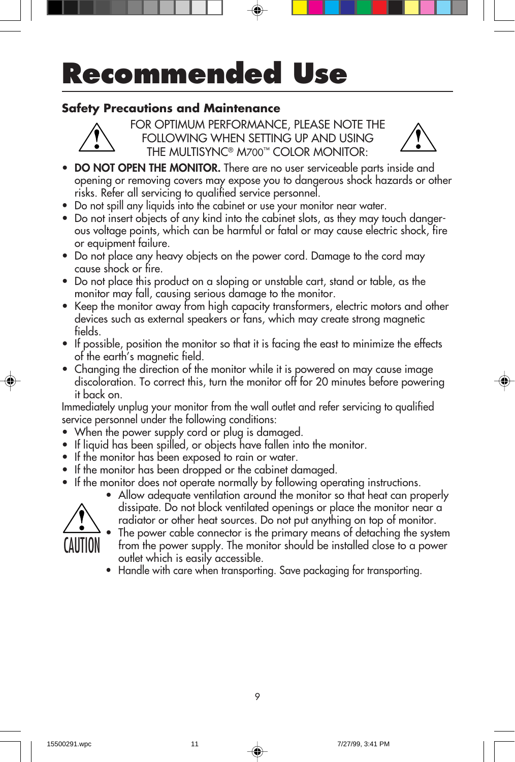# Recommended Use

## Safety Precautions and Maintenance

FOR OPTIMUM PERFORMANCE, PLEASE NOTE THE FOLLOWING WHEN SETTING UP AND USING THE MULTISYNC® M700™ COLOR MONITOR:

- **DO NOT OPEN THE MONITOR.** There are no user serviceable parts inside and opening or removing covers may expose you to dangerous shock hazards or other risks. Refer all servicing to qualified service personnel.
- Do not spill any liquids into the cabinet or use your monitor near water.
- Do not insert objects of any kind into the cabinet slots, as they may touch dangerous voltage points, which can be harmful or fatal or may cause electric shock, fire or equipment failure.
- Do not place any heavy objects on the power cord. Damage to the cord may cause shock or fire.
- Do not place this product on a sloping or unstable cart, stand or table, as the monitor may fall, causing serious damage to the monitor.
- Keep the monitor away from high capacity transformers, electric motors and other devices such as external speakers or fans, which may create strong magnetic fields.
- If possible, position the monitor so that it is facing the east to minimize the effects of the earth's magnetic field.
- Changing the direction of the monitor while it is powered on may cause image discoloration. To correct this, turn the monitor off for 20 minutes before powering it back on.

Immediately unplug your monitor from the wall outlet and refer servicing to qualified service personnel under the following conditions:

- When the power supply cord or plug is damaged.
- If liquid has been spilled, or objects have fallen into the monitor.
- If the monitor has been exposed to rain or water.
- If the monitor has been dropped or the cabinet damaged.
- If the monitor does not operate normally by following operating instructions.

CAUTION

- Allow adequate ventilation around the monitor so that heat can properly dissipate. Do not block ventilated openings or place the monitor near a radiator or other heat sources. Do not put anything on top of monitor.
- The power cable connector is the primary means of detaching the system from the power supply. The monitor should be installed close to a power outlet which is easily accessible.
- Handle with care when transporting. Save packaging for transporting.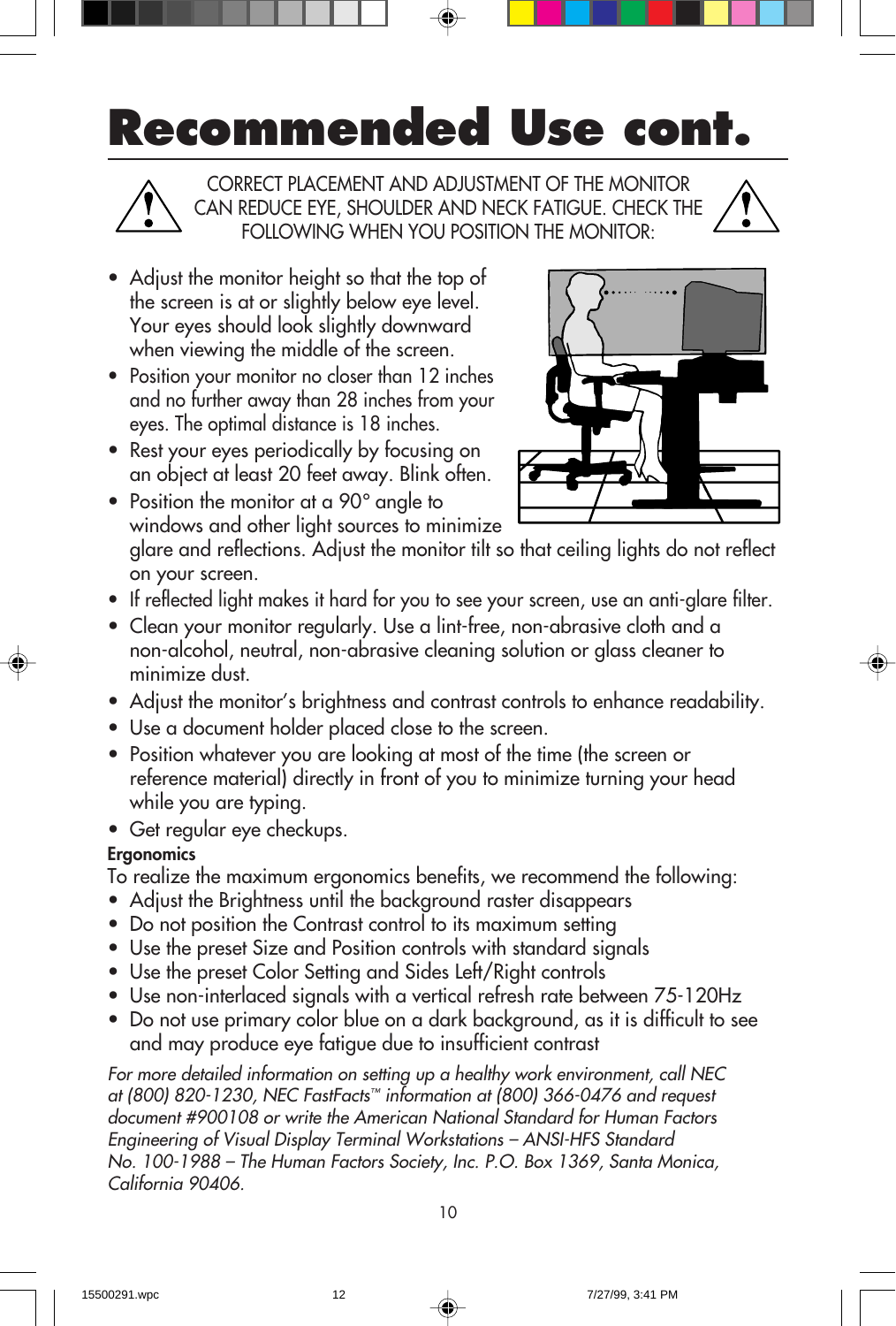# Recommended Use cont.

CORRECT PLACEMENT AND ADJUSTMENT OF THE MONITOR CAN REDUCE EYE, SHOULDER AND NECK FATIGUE. CHECK THE FOLLOWING WHEN YOU POSITION THE MONITOR:

- Adjust the monitor height so that the top of the screen is at or slightly below eye level. Your eyes should look slightly downward when viewing the middle of the screen.
- Position your monitor no closer than 12 inches and no further away than 28 inches from your eyes. The optimal distance is 18 inches.
- Rest your eyes periodically by focusing on an object at least 20 feet away. Blink often.
- Position the monitor at a 90° angle to windows and other light sources to minimize glare and reflections. Adjust the monitor tilt so that ceiling lights do not reflect on your screen.
- If reflected light makes it hard for you to see your screen, use an anti-glare filter.
- Clean your monitor regularly. Use a lint-free, non-abrasive cloth and a non-alcohol, neutral, non-abrasive cleaning solution or glass cleaner to minimize dust.
- Adjust the monitor's brightness and contrast controls to enhance readability.
- Use a document holder placed close to the screen.
- Position whatever you are looking at most of the time (the screen or reference material) directly in front of you to minimize turning your head while you are typing.
- Get regular eye checkups.

**Ergonomics**

To realize the maximum ergonomics benefits, we recommend the following:

- Adjust the Brightness until the background raster disappears
- Do not position the Contrast control to its maximum setting
- Use the preset Size and Position controls with standard signals
- Use the preset Color Setting and Sides Left/Right controls
- Use non-interlaced signals with a vertical refresh rate between 75-120Hz
- Do not use primary color blue on a dark background, as it is difficult to see and may produce eye fatigue due to insufficient contrast

*For more detailed information on setting up a healthy work environment, call NEC at (800) 820-1230, NEC FastFacts™ information at (800) 366-0476 and request document #900108 or write the American National Standard for Human Factors Engineering of Visual Display Terminal Workstations – ANSI-HFS Standard No. 100-1988 – The Human Factors Society, Inc. P.O. Box 1369, Santa Monica, California 90406.*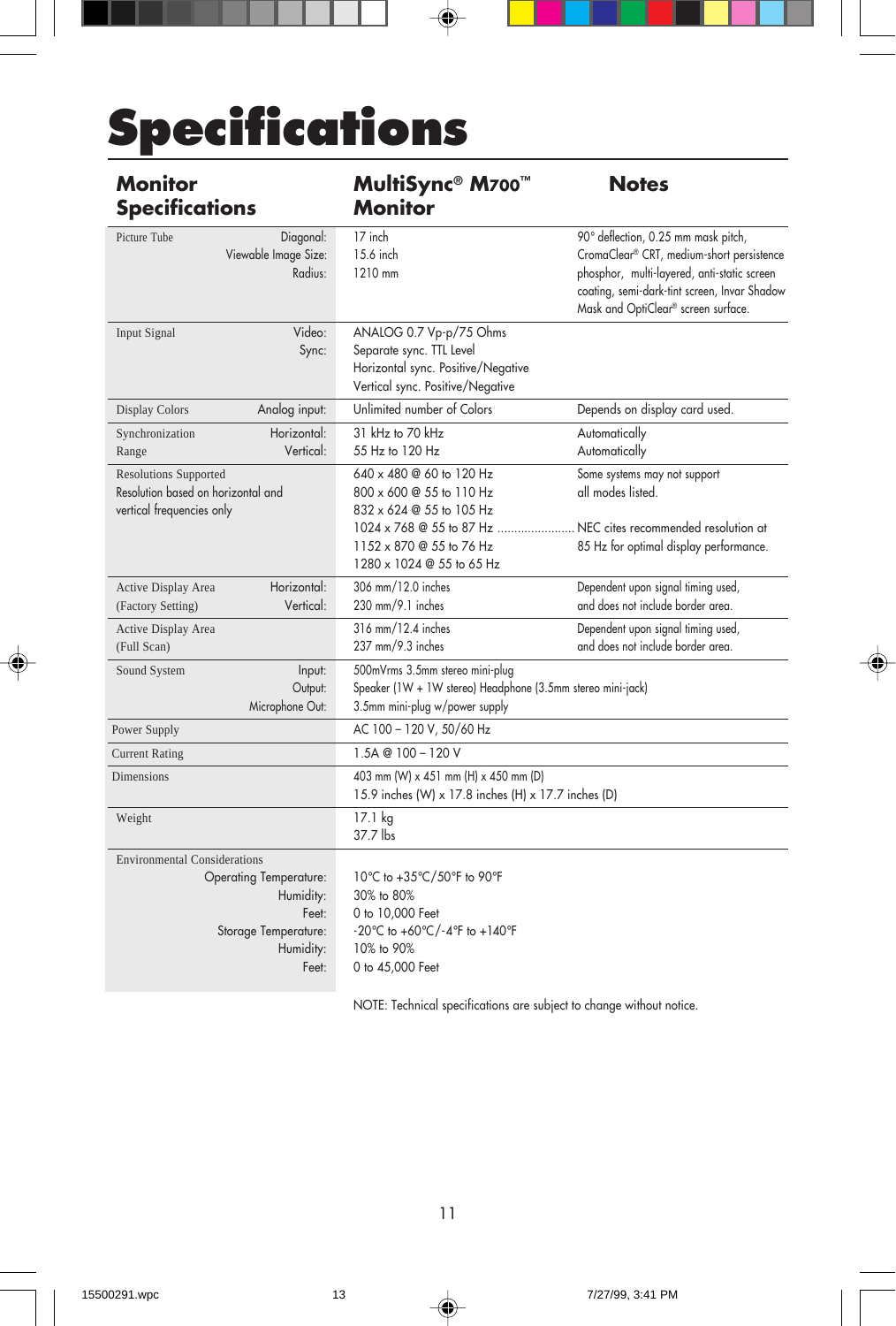# Specifications

| Monitor Specifications | | MultiSync® M700™ Monitor | Notes |
|---|---|---|---|
| Picture Tube | Diagonal:<br>Viewable Image Size:<br>Radius: | 17 inch<br>15.6 inch<br>1210 mm | 90° deflection, 0.25 mm mask pitch, CromaClear® CRT, medium-short persistence phosphor, multi-layered, anti-static screen coating, semi-dark-tint screen, Invar Shadow Mask and OptiClear® screen surface. |
| Input Signal | Video:<br>Sync: | ANALOG 0.7 Vp-p/75 Ohms<br>Separate sync. TTL Level<br>Horizontal sync. Positive/Negative<br>Vertical sync. Positive/Negative | |
| Display Colors | Analog input: | Unlimited number of Colors | Depends on display card used. |
| Synchronization Range | Horizontal:<br>Vertical: | 31 kHz to 70 kHz<br>55 Hz to 120 Hz | Automatically<br>Automatically |
| Resolutions Supported<br>Resolution based on horizontal and vertical frequencies only | | 640 x 480 @ 60 to 120 Hz<br>800 x 600 @ 55 to 110 Hz<br>832 x 624 @ 55 to 105 Hz<br>1024 x 768 @ 55 to 87 Hz .......................<br>1152 x 870 @ 55 to 76 Hz<br>1280 x 1024 @ 55 to 65 Hz | Some systems may not support all modes listed.<br><br>NEC cites recommended resolution at 85 Hz for optimal display performance. |
| Active Display Area (Factory Setting) | Horizontal:<br>Vertical: | 306 mm/12.0 inches<br>230 mm/9.1 inches | Dependent upon signal timing used, and does not include border area. |
| Active Display Area (Full Scan) | | 316 mm/12.4 inches<br>237 mm/9.3 inches | Dependent upon signal timing used, and does not include border area. |
| Sound System | Input:<br>Output:<br>Microphone Out: | 500mVrms 3.5mm stereo mini-plug<br>Speaker (1W + 1W stereo) Headphone (3.5mm stereo mini-jack)<br>3.5mm mini-plug w/power supply | |
| Power Supply | | AC 100 – 120 V, 50/60 Hz | |
| Current Rating | | 1.5A @ 100 – 120 V | |
| Dimensions | | 403 mm (W) x 451 mm (H) x 450 mm (D)<br>15.9 inches (W) x 17.8 inches (H) x 17.7 inches (D) | |
| Weight | | 17.1 kg<br>37.7 lbs | |
| Environmental Considerations | Operating Temperature:<br>Humidity:<br>Feet:<br>Storage Temperature:<br>Humidity:<br>Feet: | 10°C to +35°C/50°F to 90°F<br>30% to 80%<br>0 to 10,000 Feet<br>-20°C to +60°C/-4°F to +140°F<br>10% to 90%<br>0 to 45,000 Feet | |

NOTE: Technical specifications are subject to change without notice.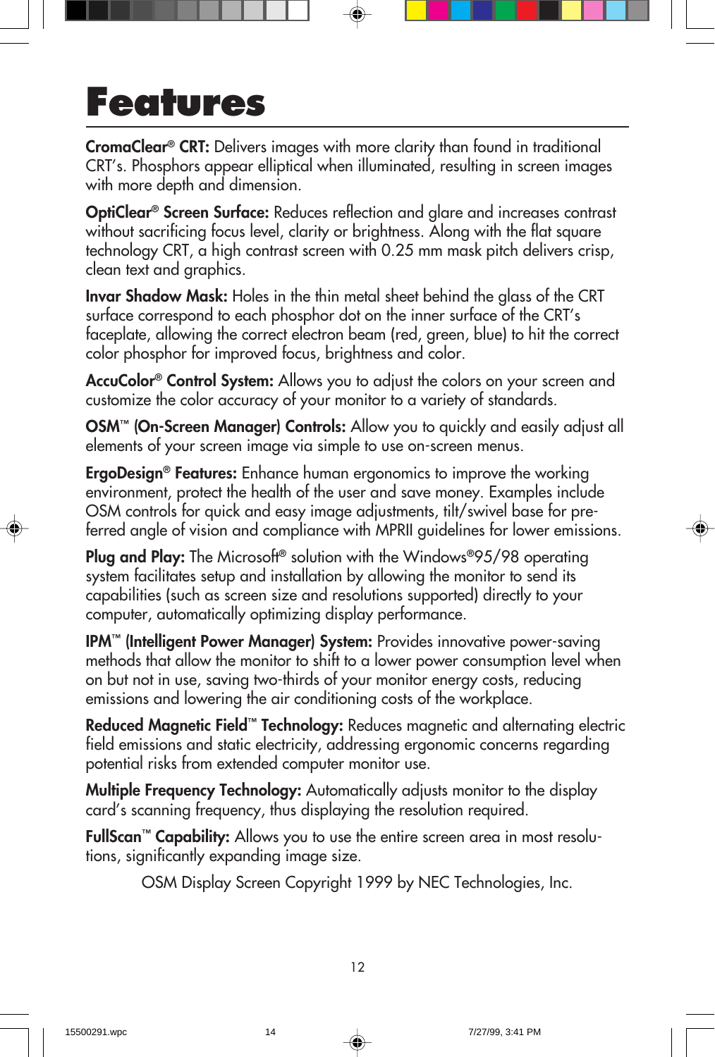# Features

**CromaClear® CRT:** Delivers images with more clarity than found in traditional CRT's. Phosphors appear elliptical when illuminated, resulting in screen images with more depth and dimension.

**OptiClear® Screen Surface:** Reduces reflection and glare and increases contrast without sacrificing focus level, clarity or brightness. Along with the flat square technology CRT, a high contrast screen with 0.25 mm mask pitch delivers crisp, clean text and graphics.

**Invar Shadow Mask:** Holes in the thin metal sheet behind the glass of the CRT surface correspond to each phosphor dot on the inner surface of the CRT's faceplate, allowing the correct electron beam (red, green, blue) to hit the correct color phosphor for improved focus, brightness and color.

**AccuColor® Control System:** Allows you to adjust the colors on your screen and customize the color accuracy of your monitor to a variety of standards.

**OSM™ (On-Screen Manager) Controls:** Allow you to quickly and easily adjust all elements of your screen image via simple to use on-screen menus.

**ErgoDesign® Features:** Enhance human ergonomics to improve the working environment, protect the health of the user and save money. Examples include OSM controls for quick and easy image adjustments, tilt/swivel base for preferred angle of vision and compliance with MPRII guidelines for lower emissions.

**Plug and Play:** The Microsoft® solution with the Windows®95/98 operating system facilitates setup and installation by allowing the monitor to send its capabilities (such as screen size and resolutions supported) directly to your computer, automatically optimizing display performance.

**IPM™ (Intelligent Power Manager) System:** Provides innovative power-saving methods that allow the monitor to shift to a lower power consumption level when on but not in use, saving two-thirds of your monitor energy costs, reducing emissions and lowering the air conditioning costs of the workplace.

**Reduced Magnetic Field™ Technology:** Reduces magnetic and alternating electric field emissions and static electricity, addressing ergonomic concerns regarding potential risks from extended computer monitor use.

**Multiple Frequency Technology:** Automatically adjusts monitor to the display card's scanning frequency, thus displaying the resolution required.

**FullScan™ Capability:** Allows you to use the entire screen area in most resolutions, significantly expanding image size.

OSM Display Screen Copyright 1999 by NEC Technologies, Inc.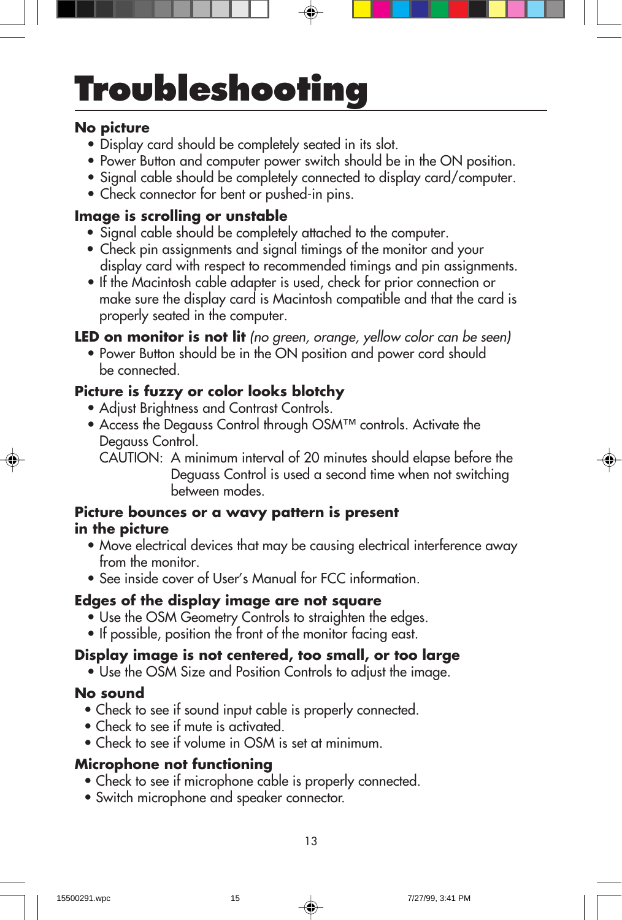# Troubleshooting

### No picture

- Display card should be completely seated in its slot.
- Power Button and computer power switch should be in the ON position.
- Signal cable should be completely connected to display card/computer.
- Check connector for bent or pushed-in pins.

### Image is scrolling or unstable

- Signal cable should be completely attached to the computer.
- Check pin assignments and signal timings of the monitor and your display card with respect to recommended timings and pin assignments.
- If the Macintosh cable adapter is used, check for prior connection or make sure the display card is Macintosh compatible and that the card is properly seated in the computer.

### LED on monitor is not lit *(no green, orange, yellow color can be seen)*

- Power Button should be in the ON position and power cord should be connected.

### Picture is fuzzy or color looks blotchy

- Adjust Brightness and Contrast Controls.
- Access the Degauss Control through OSM™ controls. Activate the Degauss Control.

  CAUTION: A minimum interval of 20 minutes should elapse before the Deguass Control is used a second time when not switching between modes.

### Picture bounces or a wavy pattern is present in the picture

- Move electrical devices that may be causing electrical interference away from the monitor.
- See inside cover of User's Manual for FCC information.

### Edges of the display image are not square

- Use the OSM Geometry Controls to straighten the edges.
- If possible, position the front of the monitor facing east.

### Display image is not centered, too small, or too large

- Use the OSM Size and Position Controls to adjust the image.

### No sound

- Check to see if sound input cable is properly connected.
- Check to see if mute is activated.
- Check to see if volume in OSM is set at minimum.

### Microphone not functioning

- Check to see if microphone cable is properly connected.
- Switch microphone and speaker connector.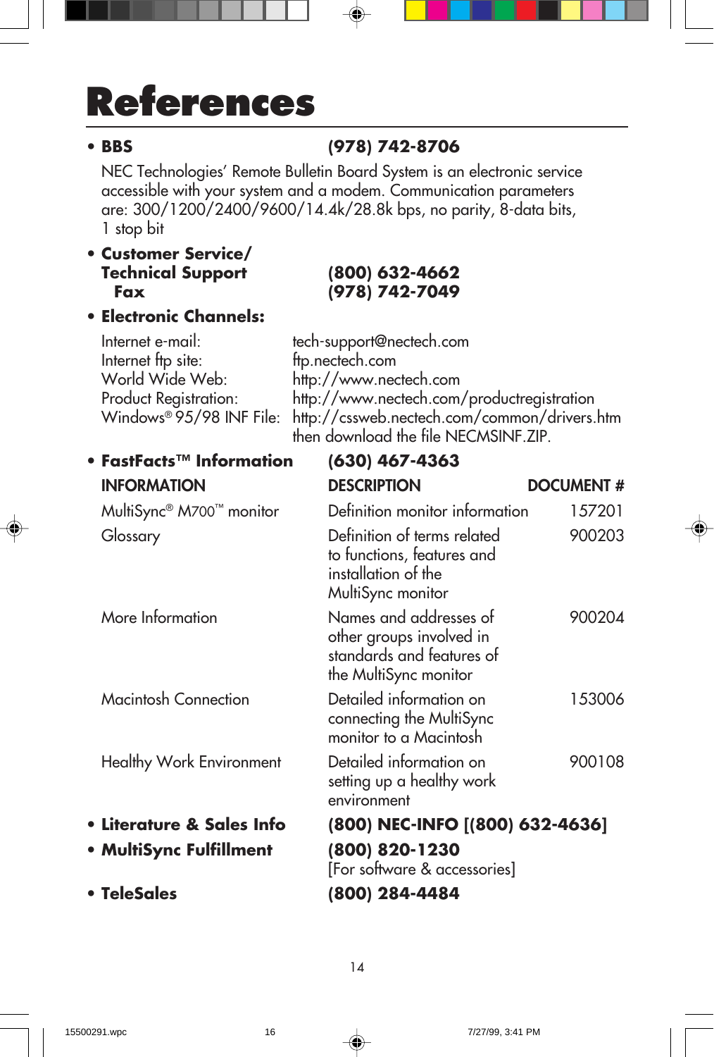# References

- **BBS** **(978) 742-8706**

  NEC Technologies' Remote Bulletin Board System is an electronic service accessible with your system and a modem. Communication parameters are: 300/1200/2400/9600/14.4k/28.8k bps, no parity, 8-data bits, 1 stop bit

- **Customer Service/ Technical Support** **(800) 632-4662**
  **Fax** **(978) 742-7049**

- **Electronic Channels:**

  Internet e-mail: tech-support@nectech.com
  Internet ftp site: ftp.nectech.com
  World Wide Web: http://www.nectech.com
  Product Registration: http://www.nectech.com/productregistration
  Windows® 95/98 INF File: http://cssweb.nectech.com/common/drivers.htm then download the file NECMSINF.ZIP.

- **FastFacts™ Information** **(630) 467-4363**

| INFORMATION | DESCRIPTION | DOCUMENT # |
|---|---|---|
| MultiSync® M700™ monitor | Definition monitor information | 157201 |
| Glossary | Definition of terms related to functions, features and installation of the MultiSync monitor | 900203 |
| More Information | Names and addresses of other groups involved in standards and features of the MultiSync monitor | 900204 |
| Macintosh Connection | Detailed information on connecting the MultiSync monitor to a Macintosh | 153006 |
| Healthy Work Environment | Detailed information on setting up a healthy work environment | 900108 |

- **Literature & Sales Info** **(800) NEC-INFO [(800) 632-4636]**
- **MultiSync Fulfillment** **(800) 820-1230**
  [For software & accessories]
- **TeleSales** **(800) 284-4484**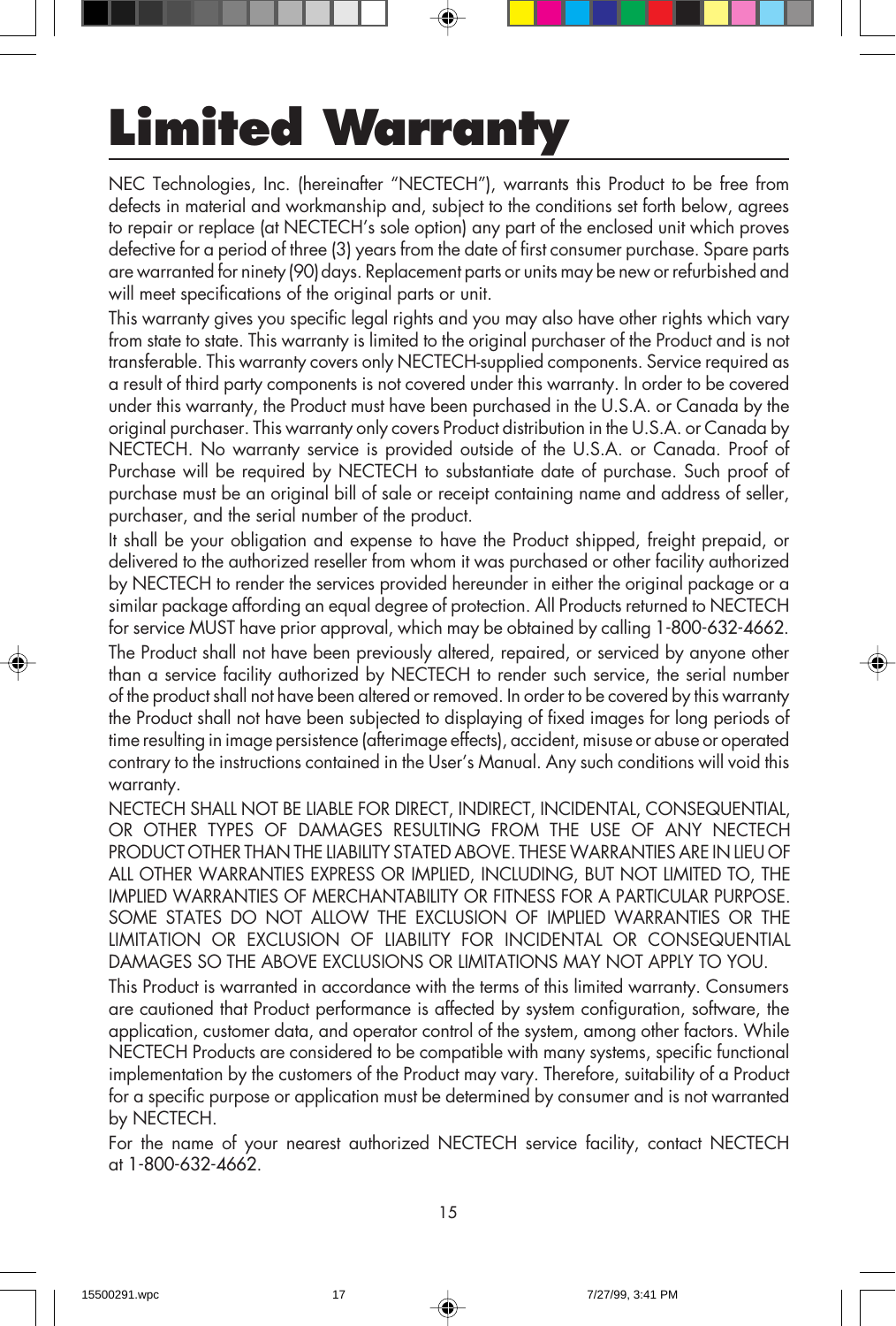# Limited Warranty

NEC Technologies, Inc. (hereinafter “NECTECH”), warrants this Product to be free from defects in material and workmanship and, subject to the conditions set forth below, agrees to repair or replace (at NECTECH’s sole option) any part of the enclosed unit which proves defective for a period of three (3) years from the date of first consumer purchase. Spare parts are warranted for ninety (90) days. Replacement parts or units may be new or refurbished and will meet specifications of the original parts or unit.

This warranty gives you specific legal rights and you may also have other rights which vary from state to state. This warranty is limited to the original purchaser of the Product and is not transferable. This warranty covers only NECTECH-supplied components. Service required as a result of third party components is not covered under this warranty. In order to be covered under this warranty, the Product must have been purchased in the U.S.A. or Canada by the original purchaser. This warranty only covers Product distribution in the U.S.A. or Canada by NECTECH. No warranty service is provided outside of the U.S.A. or Canada. Proof of Purchase will be required by NECTECH to substantiate date of purchase. Such proof of purchase must be an original bill of sale or receipt containing name and address of seller, purchaser, and the serial number of the product.

It shall be your obligation and expense to have the Product shipped, freight prepaid, or delivered to the authorized reseller from whom it was purchased or other facility authorized by NECTECH to render the services provided hereunder in either the original package or a similar package affording an equal degree of protection. All Products returned to NECTECH for service MUST have prior approval, which may be obtained by calling 1-800-632-4662.

The Product shall not have been previously altered, repaired, or serviced by anyone other than a service facility authorized by NECTECH to render such service, the serial number of the product shall not have been altered or removed. In order to be covered by this warranty the Product shall not have been subjected to displaying of fixed images for long periods of time resulting in image persistence (afterimage effects), accident, misuse or abuse or operated contrary to the instructions contained in the User’s Manual. Any such conditions will void this warranty.

NECTECH SHALL NOT BE LIABLE FOR DIRECT, INDIRECT, INCIDENTAL, CONSEQUENTIAL, OR OTHER TYPES OF DAMAGES RESULTING FROM THE USE OF ANY NECTECH PRODUCT OTHER THAN THE LIABILITY STATED ABOVE. THESE WARRANTIES ARE IN LIEU OF ALL OTHER WARRANTIES EXPRESS OR IMPLIED, INCLUDING, BUT NOT LIMITED TO, THE IMPLIED WARRANTIES OF MERCHANTABILITY OR FITNESS FOR A PARTICULAR PURPOSE. SOME STATES DO NOT ALLOW THE EXCLUSION OF IMPLIED WARRANTIES OR THE LIMITATION OR EXCLUSION OF LIABILITY FOR INCIDENTAL OR CONSEQUENTIAL DAMAGES SO THE ABOVE EXCLUSIONS OR LIMITATIONS MAY NOT APPLY TO YOU.

This Product is warranted in accordance with the terms of this limited warranty. Consumers are cautioned that Product performance is affected by system configuration, software, the application, customer data, and operator control of the system, among other factors. While NECTECH Products are considered to be compatible with many systems, specific functional implementation by the customers of the Product may vary. Therefore, suitability of a Product for a specific purpose or application must be determined by consumer and is not warranted by NECTECH.

For the name of your nearest authorized NECTECH service facility, contact NECTECH at 1-800-632-4662.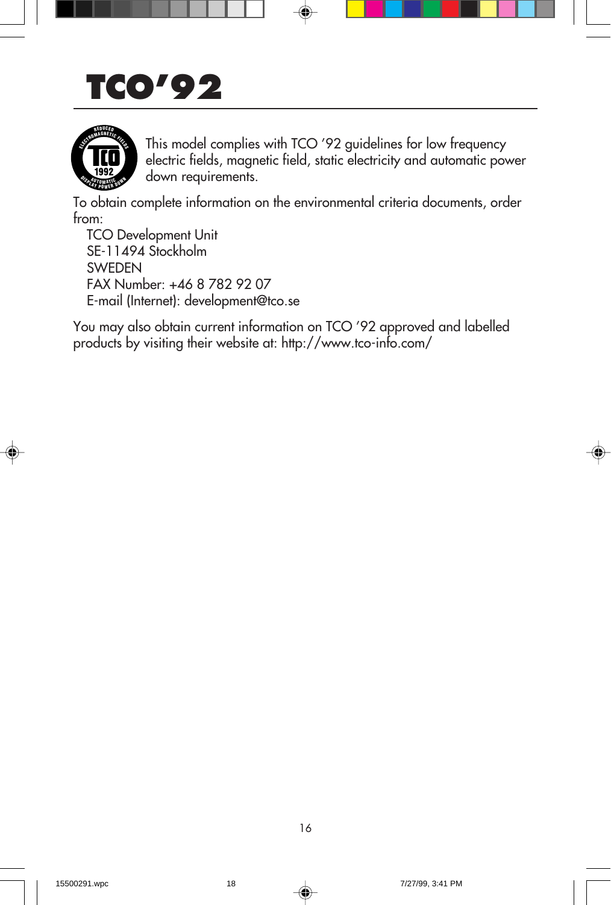# TCO'92

This model complies with TCO '92 guidelines for low frequency electric fields, magnetic field, static electricity and automatic power down requirements.

To obtain complete information on the environmental criteria documents, order from:

TCO Development Unit
SE-11494 Stockholm
SWEDEN
FAX Number: +46 8 782 92 07
E-mail (Internet): development@tco.se

You may also obtain current information on TCO '92 approved and labelled products by visiting their website at: http://www.tco-info.com/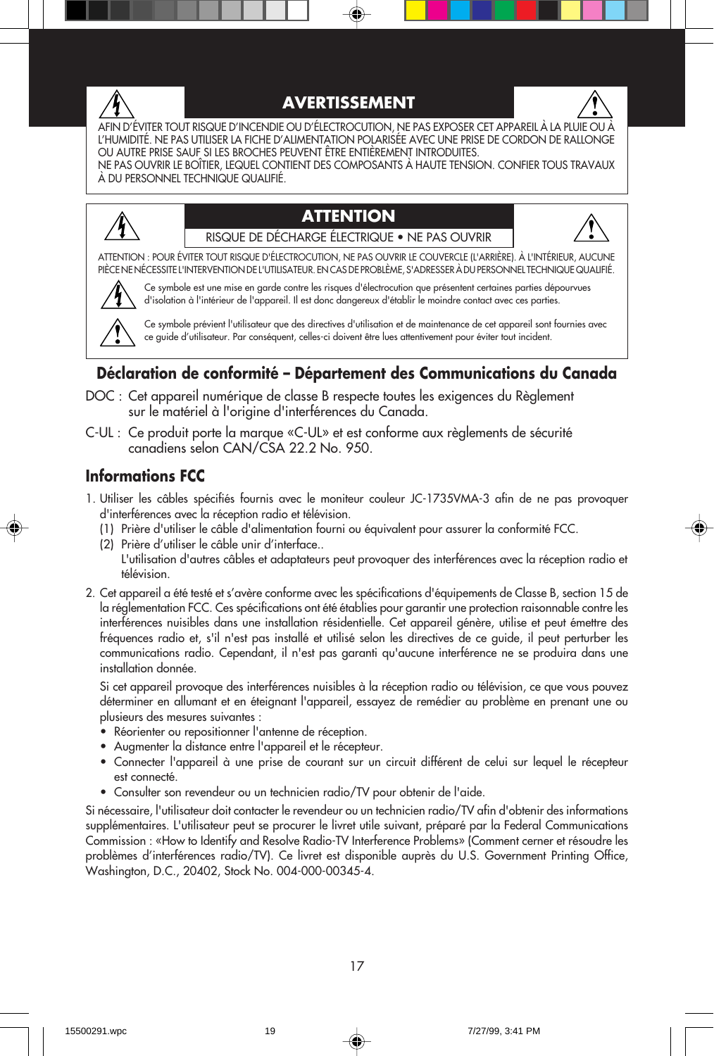## AVERTISSEMENT

AFIN D'ÉVITER TOUT RISQUE D'INCENDIE OU D'ÉLECTROCUTION, NE PAS EXPOSER CET APPAREIL À LA PLUIE OU À L'HUMIDITÉ. NE PAS UTILISER LA FICHE D'ALIMENTATION POLARISÉE AVEC UNE PRISE DE CORDON DE RALLONGE OU AUTRE PRISE SAUF SI LES BROCHES PEUVENT ÊTRE ENTIÈREMENT INTRODUITES.
NE PAS OUVRIR LE BOÎTIER, LEQUEL CONTIENT DES COMPOSANTS À HAUTE TENSION. CONFIER TOUS TRAVAUX À DU PERSONNEL TECHNIQUE QUALIFIÉ.

## ATTENTION

RISQUE DE DÉCHARGE ÉLECTRIQUE • NE PAS OUVRIR

ATTENTION : POUR ÉVITER TOUT RISQUE D'ÉLECTROCUTION, NE PAS OUVRIR LE COUVERCLE (L'ARRIÈRE). À L'INTÉRIEUR, AUCUNE PIÈCE NE NÉCESSITE L'INTERVENTION DE L'UTILISATEUR. EN CAS DE PROBLÈME, S'ADRESSER À DU PERSONNEL TECHNIQUE QUALIFIÉ.

Ce symbole est une mise en garde contre les risques d'électrocution que présentent certaines parties dépourvues d'isolation à l'intérieur de l'appareil. Il est donc dangereux d'établir le moindre contact avec ces parties.

Ce symbole prévient l'utilisateur que des directives d'utilisation et de maintenance de cet appareil sont fournies avec ce guide d'utilisateur. Par conséquent, celles-ci doivent être lues attentivement pour éviter tout incident.

## Déclaration de conformité – Département des Communications du Canada

DOC : Cet appareil numérique de classe B respecte toutes les exigences du Règlement sur le matériel à l'origine d'interférences du Canada.

C-UL : Ce produit porte la marque «C-UL» et est conforme aux règlements de sécurité canadiens selon CAN/CSA 22.2 No. 950.

## Informations FCC

1. Utiliser les câbles spécifiés fournis avec le moniteur couleur JC-1735VMA-3 afin de ne pas provoquer d'interférences avec la réception radio et télévision.
   (1) Prière d'utiliser le câble d'alimentation fourni ou équivalent pour assurer la conformité FCC.
   (2) Prière d'utiliser le câble unir d'interface..
   L'utilisation d'autres câbles et adaptateurs peut provoquer des interférences avec la réception radio et télévision.

2. Cet appareil a été testé et s'avère conforme avec les spécifications d'équipements de Classe B, section 15 de la réglementation FCC. Ces spécifications ont été établies pour garantir une protection raisonnable contre les interférences nuisibles dans une installation résidentielle. Cet appareil génère, utilise et peut émettre des fréquences radio et, s'il n'est pas installé et utilisé selon les directives de ce guide, il peut perturber les communications radio. Cependant, il n'est pas garanti qu'aucune interférence ne se produira dans une installation donnée.

   Si cet appareil provoque des interférences nuisibles à la réception radio ou télévision, ce que vous pouvez déterminer en allumant et en éteignant l'appareil, essayez de remédier au problème en prenant une ou plusieurs des mesures suivantes :
   - Réorienter ou repositionner l'antenne de réception.
   - Augmenter la distance entre l'appareil et le récepteur.
   - Connecter l'appareil à une prise de courant sur un circuit différent de celui sur lequel le récepteur est connecté.
   - Consulter son revendeur ou un technicien radio/TV pour obtenir de l'aide.

Si nécessaire, l'utilisateur doit contacter le revendeur ou un technicien radio/TV afin d'obtenir des informations supplémentaires. L'utilisateur peut se procurer le livret utile suivant, préparé par la Federal Communications Commission : «How to Identify and Resolve Radio-TV Interference Problems» (Comment cerner et résoudre les problèmes d'interférences radio/TV). Ce livret est disponible auprès du U.S. Government Printing Office, Washington, D.C., 20402, Stock No. 004-000-00345-4.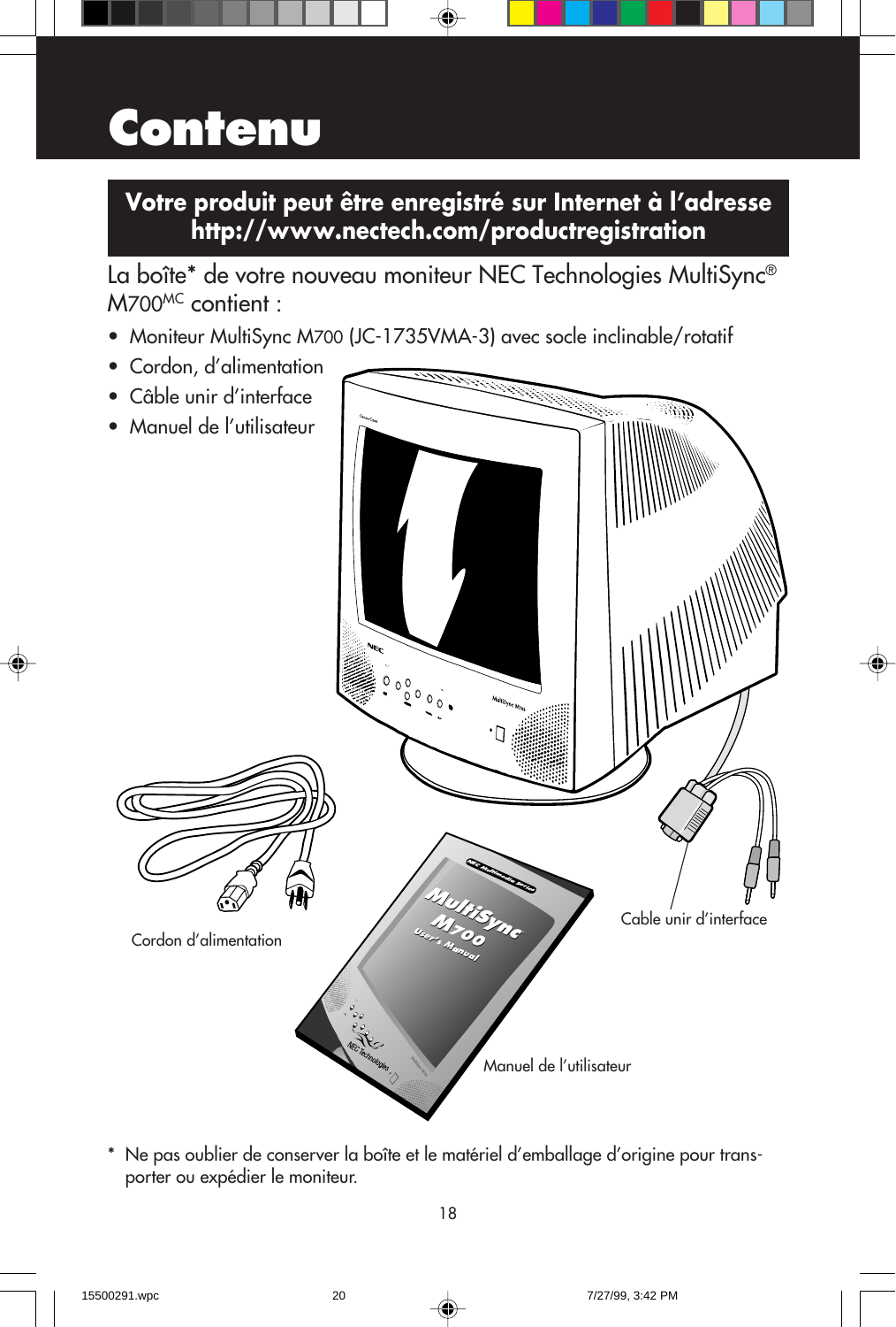# Contenu

**Votre produit peut être enregistré sur Internet à l'adresse http://www.nectech.com/productregistration**

La boîte* de votre nouveau moniteur NEC Technologies MultiSync® M700MC contient :

- Moniteur MultiSync M700 (JC-1735VMA-3) avec socle inclinable/rotatif
- Cordon, d'alimentation
- Câble unir d'interface
- Manuel de l'utilisateur

Cordon d'alimentation

Cable unir d'interface

Manuel de l'utilisateur

\* Ne pas oublier de conserver la boîte et le matériel d'emballage d'origine pour transporter ou expédier le moniteur.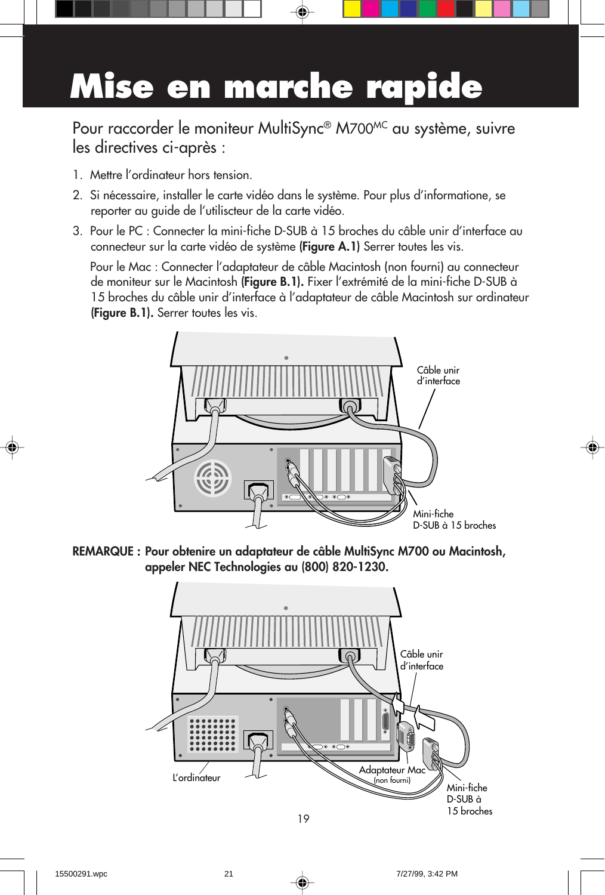# Mise en marche rapide

Pour raccorder le moniteur MultiSync® M700MC au système, suivre les directives ci-après :

1. Mettre l'ordinateur hors tension.
2. Si nécessaire, installer le carte vidéo dans le système. Pour plus d'informatione, se reporter au guide de l'utilisteur de la carte vidéo.
3. Pour le PC : Connecter la mini-fiche D-SUB à 15 broches du câble unir d'interface au connecteur sur la carte vidéo de système **(Figure A.1)** Serrer toutes les vis.

   Pour le Mac : Connecter l'adaptateur de câble Macintosh (non fourni) au connecteur de moniteur sur le Macintosh **(Figure B.1).** Fixer l'extrémité de la mini-fiche D-SUB à 15 broches du câble unir d'interface à l'adaptateur de câble Macintosh sur ordinateur **(Figure B.1).** Serrer toutes les vis.

Câble unir d'interface

Mini-fiche D-SUB à 15 broches

**REMARQUE : Pour obtenire un adaptateur de câble MultiSync M700 ou Macintosh, appeler NEC Technologies au (800) 820-1230.**

Câble unir d'interface

L'ordinateur

Adaptateur Mac (non fourni)

Mini-fiche D-SUB à 15 broches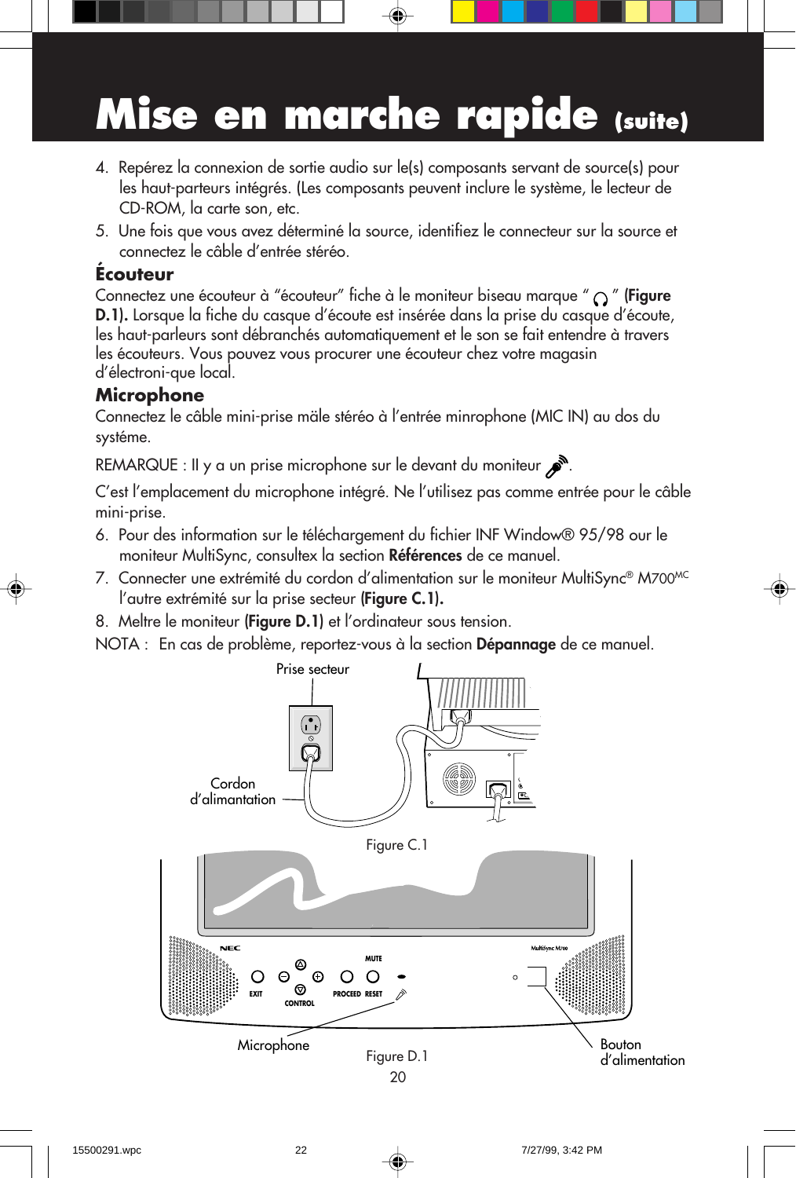# Mise en marche rapide (suite)

4. Repérez la connexion de sortie audio sur le(s) composants servant de source(s) pour les haut-parleurs intégrés. (Les composants peuvent inclure le système, le lecteur de CD-ROM, la carte son, etc.

5. Une fois que vous avez déterminé la source, identifiez le connecteur sur la source et connectez le câble d'entrée stéréo.

## Écouteur

Connectez une écouteur à "écouteur" fiche à le moniteur biseau marque " 🎧 " **(Figure D.1).** Lorsque la fiche du casque d'écoute est insérée dans la prise du casque d'écoute, les haut-parleurs sont débranchés automatiquement et le son se fait entendre à travers les écouteurs. Vous pouvez vous procurer une écouteur chez votre magasin d'électroni-que local.

## Microphone

Connectez le câble mini-prise mäle stéréo à l'entrée minrophone (MIC IN) au dos du systéme.

REMARQUE : Il y a un prise microphone sur le devant du moniteur 🎤.

C'est l'emplacement du microphone intégré. Ne l'utilisez pas comme entrée pour le câble mini-prise.

6. Pour des information sur le téléchargement du fichier INF Window® 95/98 our le moniteur MultiSync, consultex la section **Références** de ce manuel.

7. Connecter une extrémité du cordon d'alimentation sur le moniteur MultiSync® M700[MC] l'autre extrémité sur la prise secteur **(Figure C.1).**

8. Meltre le moniteur **(Figure D.1)** et l'ordinateur sous tension.

NOTA : En cas de problème, reportez-vous à la section **Dépannage** de ce manuel.

Prise secteur

Cordon d'alimantation

Figure C.1

Microphone

Bouton d'alimentation

Figure D.1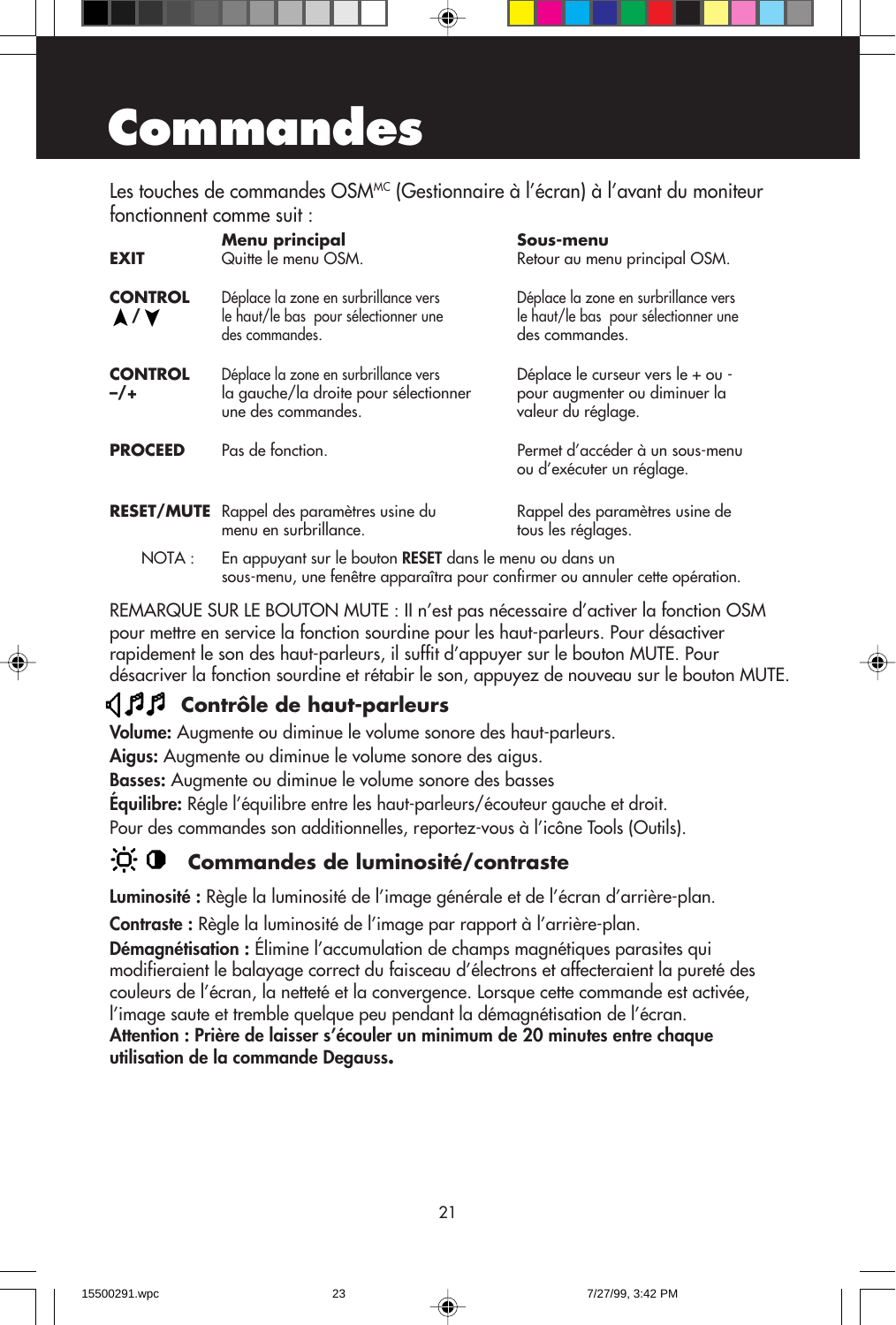# Commandes

Les touches de commandes OSM[MC] (Gestionnaire à l'écran) à l'avant du moniteur fonctionnent comme suit :

| | Menu principal | Sous-menu |
|---|---|---|
| **EXIT** | Quitte le menu OSM. | Retour au menu principal OSM. |
| **CONTROL ▲/▼** | Déplace la zone en surbrillance vers le haut/le bas pour sélectionner une des commandes. | Déplace la zone en surbrillance vers le haut/le bas pour sélectionner une des commandes. |
| **CONTROL –/+** | Déplace la zone en surbrillance vers la gauche/la droite pour sélectionner une des commandes. | Déplace le curseur vers le + ou - pour augmenter ou diminuer la valeur du réglage. |
| **PROCEED** | Pas de fonction. | Permet d'accéder à un sous-menu ou d'exécuter un réglage. |
| **RESET/MUTE** | Rappel des paramètres usine du menu en surbrillance. | Rappel des paramètres usine de tous les réglages. |

NOTA : En appuyant sur le bouton **RESET** dans le menu ou dans un sous-menu, une fenêtre apparaîtra pour confirmer ou annuler cette opération.

REMARQUE SUR LE BOUTON MUTE : Il n'est pas nécessaire d'activer la fonction OSM pour mettre en service la fonction sourdine pour les haut-parleurs. Pour désactiver rapidement le son des haut-parleurs, il suffit d'appuyer sur le bouton MUTE. Pour désactriver la fonction sourdine et rétabir le son, appuyez de nouveau sur le bouton MUTE.

## Contrôle de haut-parleurs

**Volume:** Augmente ou diminue le volume sonore des haut-parleurs.

**Aigus:** Augmente ou diminue le volume sonore des aigus.

**Basses:** Augmente ou diminue le volume sonore des basses

**Équilibre:** Régle l'équilibre entre les haut-parleurs/écouteur gauche et droit.

Pour des commandes son additionnelles, reportez-vous à l'icône Tools (Outils).

## Commandes de luminosité/contraste

**Luminosité :** Règle la luminosité de l'image générale et de l'écran d'arrière-plan.

**Contraste :** Règle la luminosité de l'image par rapport à l'arrière-plan.

**Démagnétisation :** Élimine l'accumulation de champs magnétiques parasites qui modifieraient le balayage correct du faisceau d'électrons et affecteraient la pureté des couleurs de l'écran, la netteté et la convergence. Lorsque cette commande est activée, l'image saute et tremble quelque peu pendant la démagnétisation de l'écran.

**Attention : Prière de laisser s'écouler un minimum de 20 minutes entre chaque utilisation de la commande Degauss.**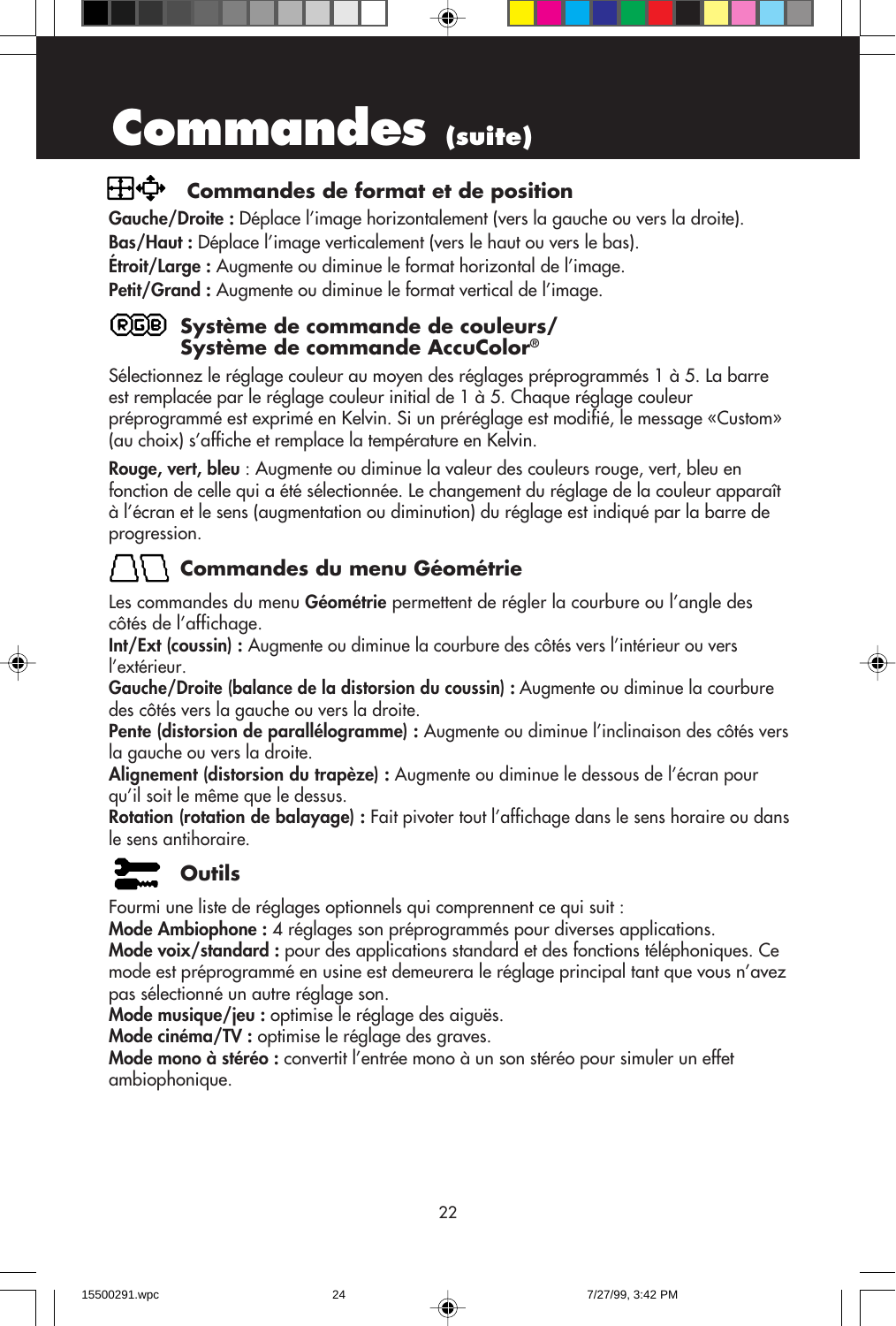# Commandes (suite)

### Commandes de format et de position

**Gauche/Droite :** Déplace l'image horizontalement (vers la gauche ou vers la droite).
**Bas/Haut :** Déplace l'image verticalement (vers le haut ou vers le bas).
**Étroit/Large :** Augmente ou diminue le format horizontal de l'image.
**Petit/Grand :** Augmente ou diminue le format vertical de l'image.

### Système de commande de couleurs/ Système de commande AccuColor®

Sélectionnez le réglage couleur au moyen des réglages préprogrammés 1 à 5. La barre est remplacée par le réglage couleur initial de 1 à 5. Chaque réglage couleur préprogrammé est exprimé en Kelvin. Si un préréglage est modifié, le message «Custom» (au choix) s'affiche et remplace la température en Kelvin.

**Rouge, vert, bleu** : Augmente ou diminue la valeur des couleurs rouge, vert, bleu en fonction de celle qui a été sélectionnée. Le changement du réglage de la couleur apparaît à l'écran et le sens (augmentation ou diminution) du réglage est indiqué par la barre de progression.

### Commandes du menu Géométrie

Les commandes du menu **Géométrie** permettent de régler la courbure ou l'angle des côtés de l'affichage.
**Int/Ext (coussin) :** Augmente ou diminue la courbure des côtés vers l'intérieur ou vers l'extérieur.
**Gauche/Droite (balance de la distorsion du coussin) :** Augmente ou diminue la courbure des côtés vers la gauche ou vers la droite.
**Pente (distorsion de parallélogramme) :** Augmente ou diminue l'inclinaison des côtés vers la gauche ou vers la droite.
**Alignement (distorsion du trapèze) :** Augmente ou diminue le dessous de l'écran pour qu'il soit le même que le dessus.
**Rotation (rotation de balayage) :** Fait pivoter tout l'affichage dans le sens horaire ou dans le sens antihoraire.

### Outils

Fourmi une liste de réglages optionnels qui comprennent ce qui suit :
**Mode Ambiophone :** 4 réglages son préprogrammés pour diverses applications.
**Mode voix/standard :** pour des applications standard et des fonctions téléphoniques. Ce mode préprogrammé en usine est demeurera le réglage principal tant que vous n'avez pas sélectionné un autre réglage son.
**Mode musique/jeu :** optimise le réglage des aiguës.
**Mode cinéma/TV :** optimise le réglage des graves.
**Mode mono à stéréo :** convertit l'entrée mono à un son stéréo pour simuler un effet ambiophonique.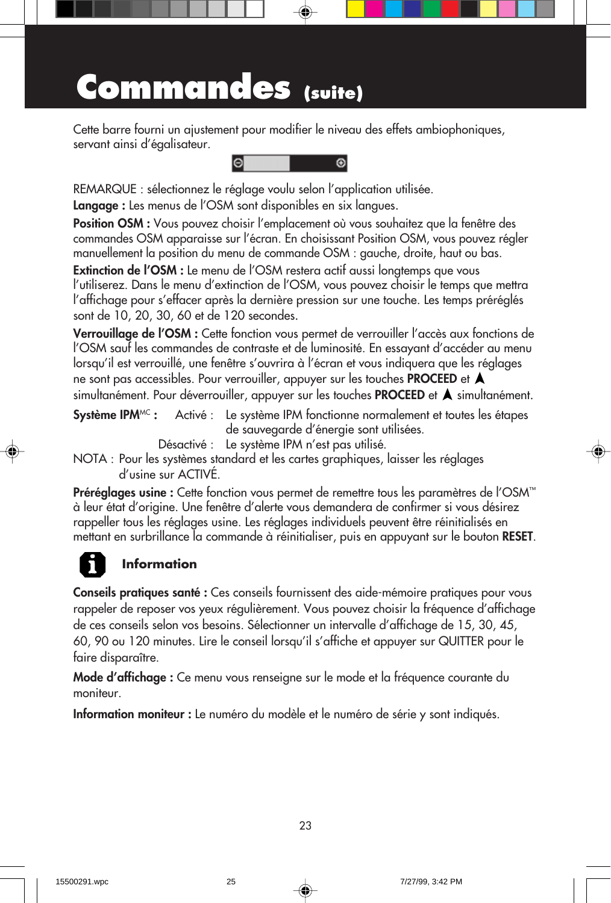# Commandes (suite)

Cette barre fourni un ajustement pour modifier le niveau des effets ambiophoniques, servant ainsi d'égalisateur.

REMARQUE : sélectionnez le réglage voulu selon l'application utilisée.

**Langage :** Les menus de l'OSM sont disponibles en six langues.

**Position OSM :** Vous pouvez choisir l'emplacement où vous souhaitez que la fenêtre des commandes OSM apparaisse sur l'écran. En choisissant Position OSM, vous pouvez régler manuellement la position du menu de commande OSM : gauche, droite, haut ou bas.

**Extinction de l'OSM :** Le menu de l'OSM restera actif aussi longtemps que vous l'utiliserez. Dans le menu d'extinction de l'OSM, vous pouvez choisir le temps que mettra l'affichage pour s'effacer après la dernière pression sur une touche. Les temps préréglés sont de 10, 20, 30, 60 et de 120 secondes.

**Verrouillage de l'OSM :** Cette fonction vous permet de verrouiller l'accès aux fonctions de l'OSM sauf les commandes de contraste et de luminosité. En essayant d'accéder au menu lorsqu'il est verrouillé, une fenêtre s'ouvrira à l'écran et vous indiquera que les réglages ne sont pas accessibles. Pour verrouiller, appuyer sur les touches **PROCEED** et ▲ simultanément. Pour déverrouiller, appuyer sur les touches **PROCEED** et ▲ simultanément.

**Système IPM**MC **:** Activé : Le système IPM fonctionne normalement et toutes les étapes de sauvegarde d'énergie sont utilisées.

Désactivé : Le système IPM n'est pas utilisé.

NOTA : Pour les systèmes standard et les cartes graphiques, laisser les réglages d'usine sur ACTIVÉ.

**Préréglages usine :** Cette fonction vous permet de remettre tous les paramètres de l'OSM™ à leur état d'origine. Une fenêtre d'alerte vous demandera de confirmer si vous désirez rappeller tous les réglages usine. Les réglages individuels peuvent être réinitialisés en mettant en surbrillance la commande à réinitialiser, puis en appuyant sur le bouton **RESET**.

## Information

**Conseils pratiques santé :** Ces conseils fournissent des aide-mémoire pratiques pour vous rappeler de reposer vos yeux régulièrement. Vous pouvez choisir la fréquence d'affichage de ces conseils selon vos besoins. Sélectionner un intervalle d'affichage de 15, 30, 45, 60, 90 ou 120 minutes. Lire le conseil lorsqu'il s'affiche et appuyer sur QUITTER pour le faire disparaître.

**Mode d'affichage :** Ce menu vous renseigne sur le mode et la fréquence courante du moniteur.

**Information moniteur :** Le numéro du modèle et le numéro de série y sont indiqués.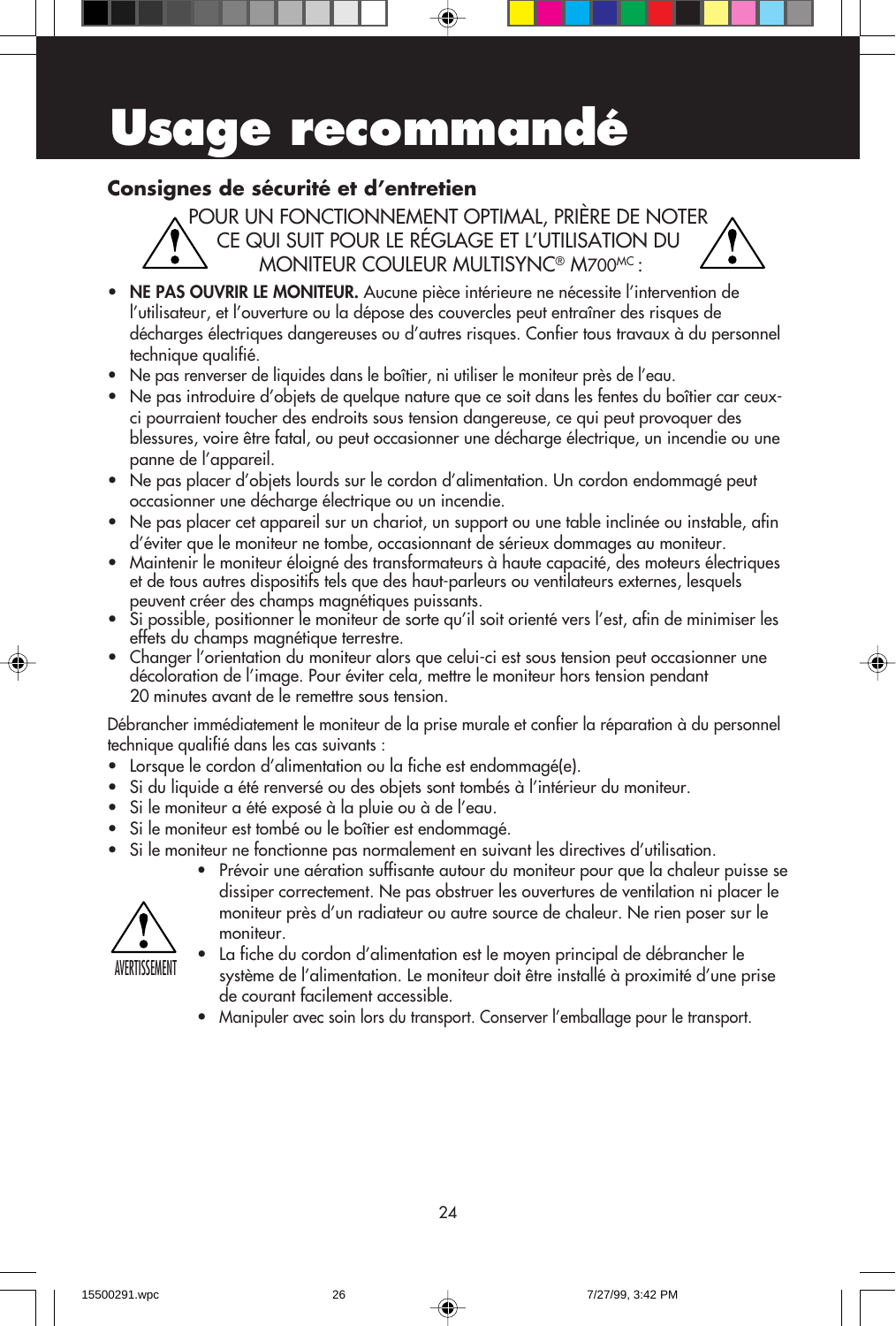# Usage recommandé

## Consignes de sécurité et d'entretien

POUR UN FONCTIONNEMENT OPTIMAL, PRIÈRE DE NOTER CE QUI SUIT POUR LE RÉGLAGE ET L'UTILISATION DU MONITEUR COULEUR MULTISYNC® M700[MC] :

- **NE PAS OUVRIR LE MONITEUR.** Aucune pièce intérieure ne nécessite l'intervention de l'utilisateur, et l'ouverture ou la dépose des couvercles peut entraîner des risques de décharges électriques dangereuses ou d'autres risques. Confier tous travaux à du personnel technique qualifié.
- Ne pas renverser de liquides dans le boîtier, ni utiliser le moniteur près de l'eau.
- Ne pas introduire d'objets de quelque nature que ce soit dans les fentes du boîtier car ceux-ci pourraient toucher des endroits sous tension dangereuse, ce qui peut provoquer des blessures, voire être fatal, ou peut occasionner une décharge électrique, un incendie ou une panne de l'appareil.
- Ne pas placer d'objets lourds sur le cordon d'alimentation. Un cordon endommagé peut occasionner une décharge électrique ou un incendie.
- Ne pas placer cet appareil sur un chariot, un support ou une table inclinée ou instable, afin d'éviter que le moniteur ne tombe, occasionnant de sérieux dommages au moniteur.
- Maintenir le moniteur éloigné des transformateurs à haute capacité, des moteurs électriques et de tous autres dispositifs tels que des haut-parleurs ou ventilateurs externes, lesquels peuvent créer des champs magnétiques puissants.
- Si possible, positionner le moniteur de sorte qu'il soit orienté vers l'est, afin de minimiser les effets du champs magnétique terrestre.
- Changer l'orientation du moniteur alors que celui-ci est sous tension peut occasionner une décoloration de l'image. Pour éviter cela, mettre le moniteur hors tension pendant 20 minutes avant de le remettre sous tension.

Débrancher immédiatement le moniteur de la prise murale et confier la réparation à du personnel technique qualifié dans les cas suivants :

- Lorsque le cordon d'alimentation ou la fiche est endommagé(e).
- Si du liquide a été renversé ou des objets sont tombés à l'intérieur du moniteur.
- Si le moniteur a été exposé à la pluie ou à de l'eau.
- Si le moniteur est tombé ou le boîtier est endommagé.
- Si le moniteur ne fonctionne pas normalement en suivant les directives d'utilisation.

AVERTISSEMENT

- Prévoir une aération suffisante autour du moniteur pour que la chaleur puisse se dissiper correctement. Ne pas obstruer les ouvertures de ventilation ni placer le moniteur près d'un radiateur ou autre source de chaleur. Ne rien poser sur le moniteur.
- La fiche du cordon d'alimentation est le moyen principal de débrancher le système de l'alimentation. Le moniteur doit être installé à proximité d'une prise de courant facilement accessible.
- Manipuler avec soin lors du transport. Conserver l'emballage pour le transport.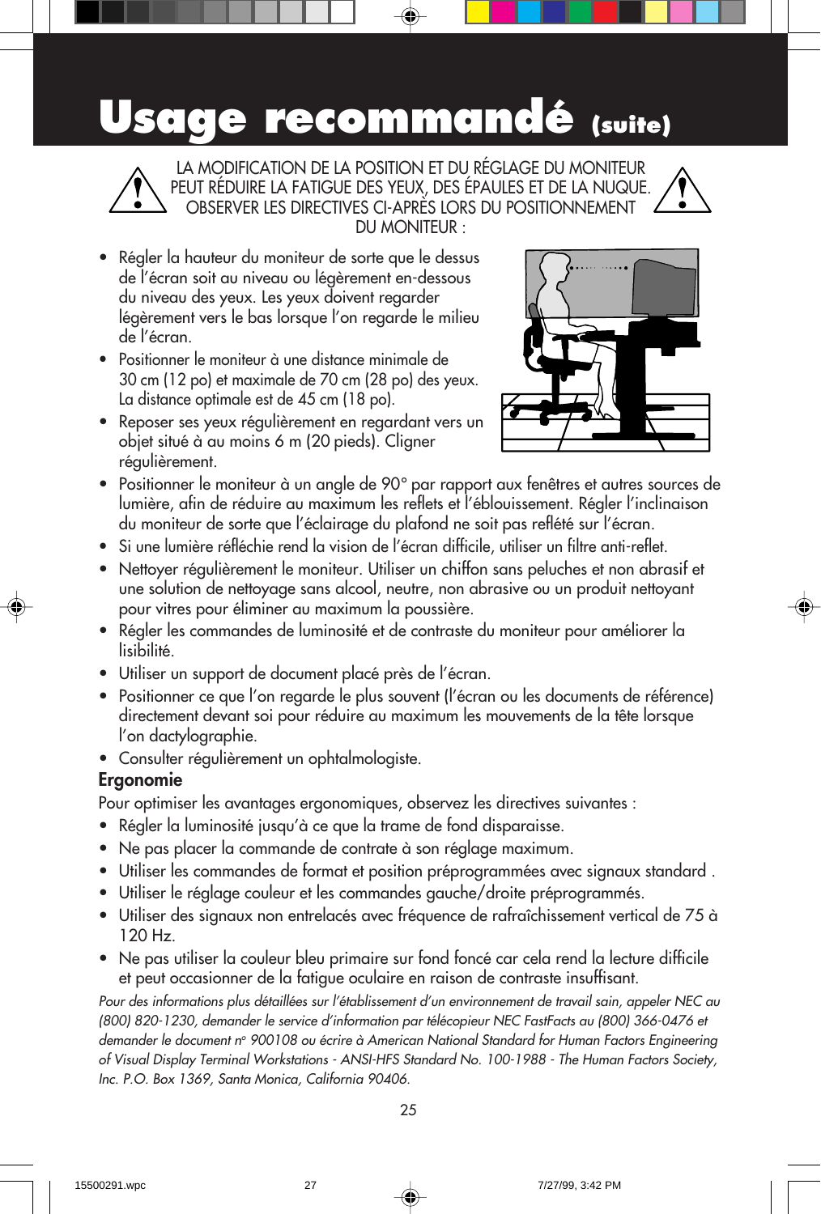# Usage recommandé (suite)

LA MODIFICATION DE LA POSITION ET DU RÉGLAGE DU MONITEUR PEUT RÉDUIRE LA FATIGUE DES YEUX, DES ÉPAULES ET DE LA NUQUE. OBSERVER LES DIRECTIVES CI-APRÈS LORS DU POSITIONNEMENT DU MONITEUR :

- Régler la hauteur du moniteur de sorte que le dessus de l'écran soit au niveau ou légèrement en-dessous du niveau des yeux. Les yeux doivent regarder légèrement vers le bas lorsque l'on regarde le milieu de l'écran.
- Positionner le moniteur à une distance minimale de 30 cm (12 po) et maximale de 70 cm (28 po) des yeux. La distance optimale est de 45 cm (18 po).
- Reposer ses yeux régulièrement en regardant vers un objet situé à au moins 6 m (20 pieds). Cligner régulièrement.
- Positionner le moniteur à un angle de 90° par rapport aux fenêtres et autres sources de lumière, afin de réduire au maximum les reflets et l'éblouissement. Régler l'inclinaison du moniteur de sorte que l'éclairage du plafond ne soit pas reflété sur l'écran.
- Si une lumière réfléchie rend la vision de l'écran difficile, utiliser un filtre anti-reflet.
- Nettoyer régulièrement le moniteur. Utiliser un chiffon sans peluches et non abrasif et une solution de nettoyage sans alcool, neutre, non abrasive ou un produit nettoyant pour vitres pour éliminer au maximum la poussière.
- Régler les commandes de luminosité et de contraste du moniteur pour améliorer la lisibilité.
- Utiliser un support de document placé près de l'écran.
- Positionner ce que l'on regarde le plus souvent (l'écran ou les documents de référence) directement devant soi pour réduire au maximum les mouvements de la tête lorsque l'on dactylographie.
- Consulter régulièrement un ophtalmologiste.

**Ergonomie**

Pour optimiser les avantages ergonomiques, observez les directives suivantes :

- Régler la luminosité jusqu'à ce que la trame de fond disparaisse.
- Ne pas placer la commande de contrate à son réglage maximum.
- Utiliser les commandes de format et position préprogrammées avec signaux standard .
- Utiliser le réglage couleur et les commandes gauche/droite préprogrammés.
- Utiliser des signaux non entrelacés avec fréquence de rafraîchissement vertical de 75 à 120 Hz.
- Ne pas utiliser la couleur bleu primaire sur fond foncé car cela rend la lecture difficile et peut occasionner de la fatigue oculaire en raison de contraste insuffisant.

*Pour des informations plus détaillées sur l'établissement d'un environnement de travail sain, appeler NEC au (800) 820-1230, demander le service d'information par télécopieur NEC FastFacts au (800) 366-0476 et demander le document nº 900108 ou écrire à American National Standard for Human Factors Engineering of Visual Display Terminal Workstations - ANSI-HFS Standard No. 100-1988 - The Human Factors Society, Inc. P.O. Box 1369, Santa Monica, California 90406.*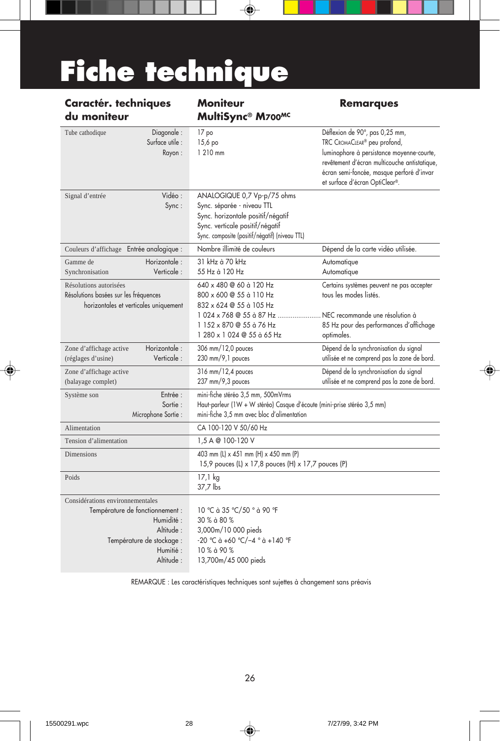# Fiche technique

| Caractér. techniques du moniteur | | Moniteur MultiSync® M700MC | Remarques |
|---|---|---|---|
| Tube cathodique | Diagonale :<br>Surface utile :<br>Rayon : | 17 po<br>15,6 po<br>1 210 mm | Déflexion de 90°, pas 0,25 mm, TRC CromaClear® peu profond, luminophore à persistance moyenne-courte, revêtement d'écran multicouche antistatique, écran semi-foncée, masque perforé d'invar et surface d'écran OptiClear®. |
| Signal d'entrée | Vidéo :<br>Sync : | ANALOGIQUE 0,7 Vp-p/75 ohms<br>Sync. séparée - niveau TTL<br>Sync. horizontale positif/négatif<br>Sync. verticale positif/négatif<br>Sync. composite (positif/négatif) (niveau TTL) | |
| Couleurs d'affichage | Entrée analogique : | Nombre illimité de couleurs | Dépend de la carte vidéo utilisée. |
| Gamme de Synchronisation | Horizontale :<br>Verticale : | 31 kHz à 70 kHz<br>55 Hz à 120 Hz | Automatique<br>Automatique |
| Résolutions autorisées<br>Résolutions basées sur les fréquences horizontales et verticales uniquement | | 640 x 480 @ 60 à 120 Hz<br>800 x 600 @ 55 à 110 Hz<br>832 x 624 @ 55 à 105 Hz<br>1 024 x 768 @ 55 à 87 Hz ......................<br>1 152 x 870 @ 55 à 76 Hz<br>1 280 x 1 024 @ 55 à 65 Hz | Certains systèmes peuvent ne pas accepter tous les modes listés.<br><br>NEC recommande une résolution à 85 Hz pour des performances d'affichage optimales. |
| Zone d'affichage active (réglages d'usine) | Horizontale :<br>Verticale : | 306 mm/12,0 pouces<br>230 mm/9,1 pouces | Dépend de la synchronisation du signal utilisée et ne comprend pas la zone de bord. |
| Zone d'affichage active (balayage complet) | | 316 mm/12,4 pouces<br>237 mm/9,3 pouces | Dépend de la synchronisation du signal utilisée et ne comprend pas la zone de bord. |
| Système son | Entrée :<br>Sortie :<br>Microphone Sortie : | mini-fiche stéréo 3,5 mm, 500mVrms<br>Haut-parleur (1W + W stéréo) Casque d'écoute (mini-prise stéréo 3,5 mm)<br>mini-fiche 3,5 mm avec bloc d'alimentation | |
| Alimentation | | CA 100-120 V 50/60 Hz | |
| Tension d'alimentation | | 1,5 A @ 100-120 V | |
| Dimensions | | 403 mm (L) x 451 mm (H) x 450 mm (P)<br>15,9 pouces (L) x 17,8 pouces (H) x 17,7 pouces (P) | |
| Poids | | 17,1 kg<br>37,7 lbs | |
| Considérations environnementales | Température de fonctionnement :<br>Humidité :<br>Altitude :<br>Température de stockage :<br>Humitié :<br>Altitude : | 10 °C à 35 °C/50 ° à 90 °F<br>30 % à 80 %<br>3,000m/10 000 pieds<br>-20 °C à +60 °C/–4 ° à +140 °F<br>10 % à 90 %<br>13,700m/45 000 pieds | |

REMARQUE : Les caractéristiques techniques sont sujettes à changement sans préavis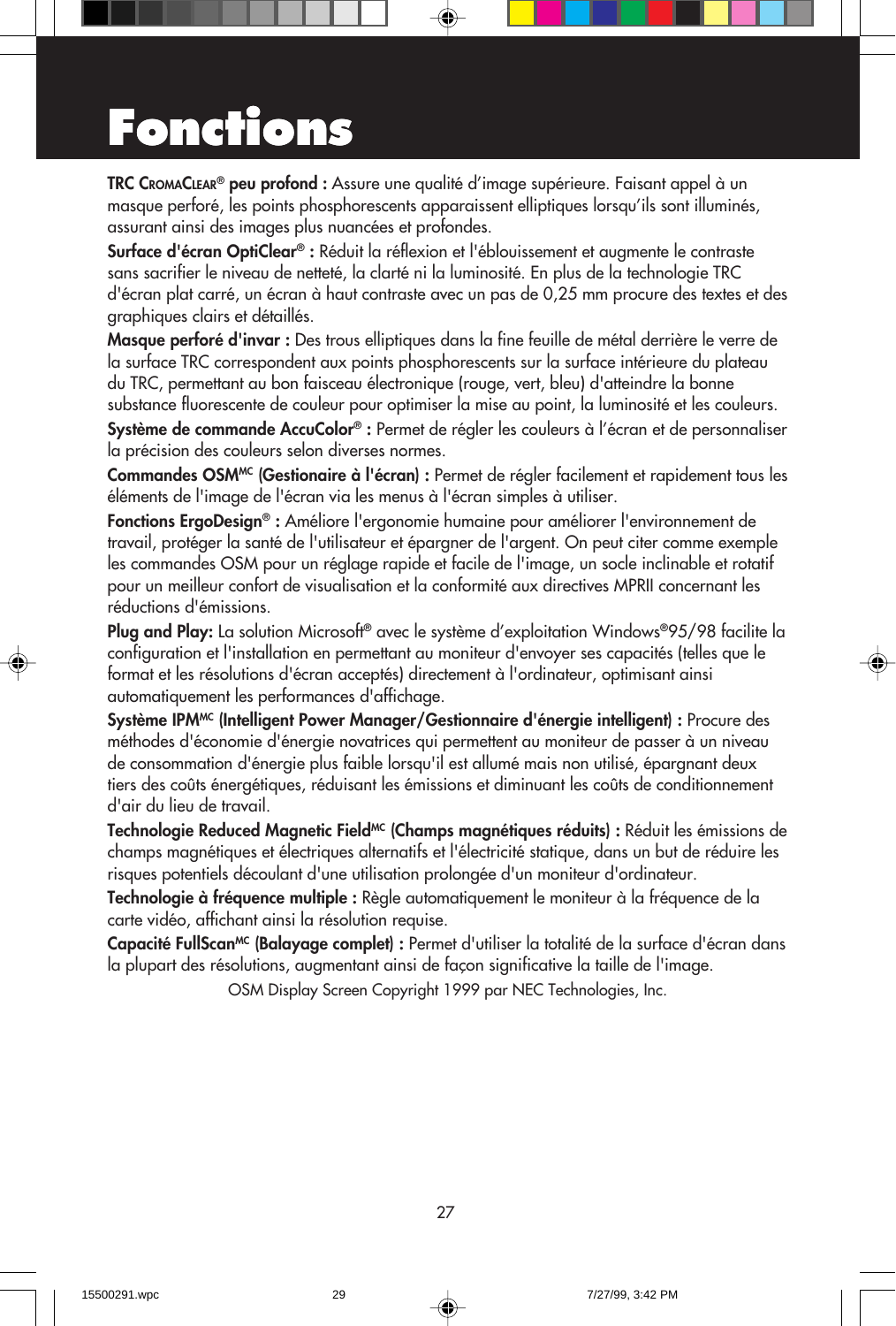# Fonctions

**TRC CromaClear® peu profond :** Assure une qualité d'image supérieure. Faisant appel à un masque perforé, les points phosphorescents apparaissent elliptiques lorsqu'ils sont illuminés, assurant ainsi des images plus nuancées et profondes.

**Surface d'écran OptiClear® :** Réduit la réflexion et l'éblouissement et augmente le contraste sans sacrifier le niveau de netteté, la clarté ni la luminosité. En plus de la technologie TRC d'écran plat carré, un écran à haut contraste avec un pas de 0,25 mm procure des textes et des graphiques clairs et détaillés.

**Masque perforé d'invar :** Des trous elliptiques dans la fine feuille de métal derrière le verre de la surface TRC correspondent aux points phosphorescents sur la surface intérieure du plateau du TRC, permettant au bon faisceau électronique (rouge, vert, bleu) d'atteindre la bonne substance fluorescente de couleur pour optimiser la mise au point, la luminosité et les couleurs.

**Système de commande AccuColor® :** Permet de régler les couleurs à l'écran et de personnaliser la précision des couleurs selon diverses normes.

**Commandes OSMMC (Gestionaire à l'écran) :** Permet de régler facilement et rapidement tous les éléments de l'image de l'écran via les menus à l'écran simples à utiliser.

**Fonctions ErgoDesign® :** Améliore l'ergonomie humaine pour améliorer l'environnement de travail, protéger la santé de l'utilisateur et épargner de l'argent. On peut citer comme exemple les commandes OSM pour un réglage rapide et facile de l'image, un socle inclinable et rotatif pour un meilleur confort de visualisation et la conformité aux directives MPRII concernant les réductions d'émissions.

**Plug and Play:** La solution Microsoft® avec le système d'exploitation Windows®95/98 facilite la configuration et l'installation en permettant au moniteur d'envoyer ses capacités (telles que le format et les résolutions d'écran acceptés) directement à l'ordinateur, optimisant ainsi automatiquement les performances d'affichage.

**Système IPMMC (Intelligent Power Manager/Gestionnaire d'énergie intelligent) :** Procure des méthodes d'économie d'énergie novatrices qui permettent au moniteur de passer à un niveau de consommation d'énergie plus faible lorsqu'il est allumé mais non utilisé, épargnant deux tiers des coûts énergétiques, réduisant les émissions et diminuant les coûts de conditionnement d'air du lieu de travail.

**Technologie Reduced Magnetic FieldMC (Champs magnétiques réduits) :** Réduit les émissions de champs magnétiques et électriques alternatifs et l'électricité statique, dans un but de réduire les risques potentiels découlant d'une utilisation prolongée d'un moniteur d'ordinateur.

**Technologie à fréquence multiple :** Règle automatiquement le moniteur à la fréquence de la carte vidéo, affichant ainsi la résolution requise.

**Capacité FullScanMC (Balayage complet) :** Permet d'utiliser la totalité de la surface d'écran dans la plupart des résolutions, augmentant ainsi de façon significative la taille de l'image.

OSM Display Screen Copyright 1999 par NEC Technologies, Inc.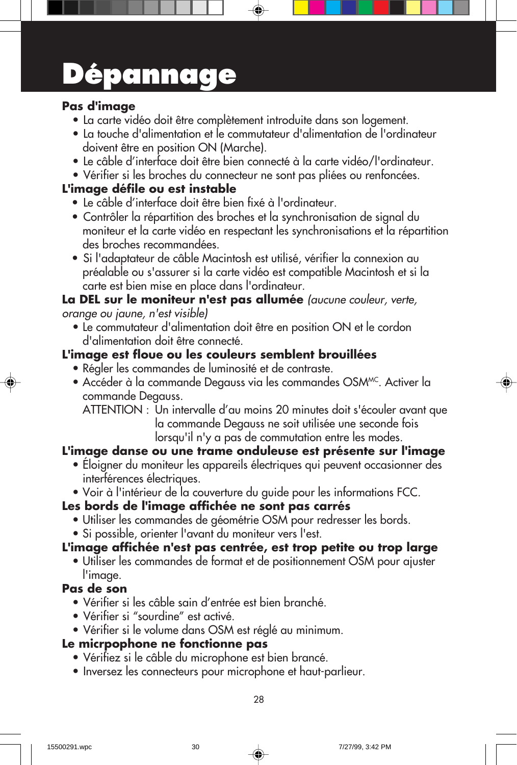# Dépannage

**Pas d'image**

- La carte vidéo doit être complètement introduite dans son logement.
- La touche d'alimentation et le commutateur d'alimentation de l'ordinateur doivent être en position ON (Marche).
- Le câble d'interface doit être bien connecté à la carte vidéo/l'ordinateur.
- Vérifier si les broches du connecteur ne sont pas pliées ou renfoncées.

**L'image défile ou est instable**

- Le câble d'interface doit être bien fixé à l'ordinateur.
- Contrôler la répartition des broches et la synchronisation de signal du moniteur et la carte vidéo en respectant les synchronisations et la répartition des broches recommandées.
- Si l'adaptateur de câble Macintosh est utilisé, vérifier la connexion au préalable ou s'assurer si la carte vidéo est compatible Macintosh et si la carte est bien mise en place dans l'ordinateur.

**La DEL sur le moniteur n'est pas allumée** *(aucune couleur, verte, orange ou jaune, n'est visible)*

- Le commutateur d'alimentation doit être en position ON et le cordon d'alimentation doit être connecté.

**L'image est floue ou les couleurs semblent brouillées**

- Régler les commandes de luminosité et de contraste.
- Accéder à la commande Degauss via les commandes OSM[MC]. Activer la commande Degauss.

  ATTENTION : Un intervalle d'au moins 20 minutes doit s'écouler avant que la commande Degauss ne soit utilisée une seconde fois lorsqu'il n'y a pas de commutation entre les modes.

**L'image danse ou une trame onduleuse est présente sur l'image**

- Éloigner du moniteur les appareils électriques qui peuvent occasionner des interférences électriques.
- Voir à l'intérieur de la couverture du guide pour les informations FCC.

**Les bords de l'image affichée ne sont pas carrés**

- Utiliser les commandes de géométrie OSM pour redresser les bords.
- Si possible, orienter l'avant du moniteur vers l'est.

**L'image affichée n'est pas centrée, est trop petite ou trop large**

- Utiliser les commandes de format et de positionnement OSM pour ajuster l'image.

**Pas de son**

- Vérifier si les câble sain d'entrée est bien branché.
- Vérifier si "sourdine" est activé.
- Vérifier si le volume dans OSM est réglé au minimum.

**Le micrpophone ne fonctionne pas**

- Vérifiez si le câble du microphone est bien brancé.
- Inversez les connecteurs pour microphone et haut-parlieur.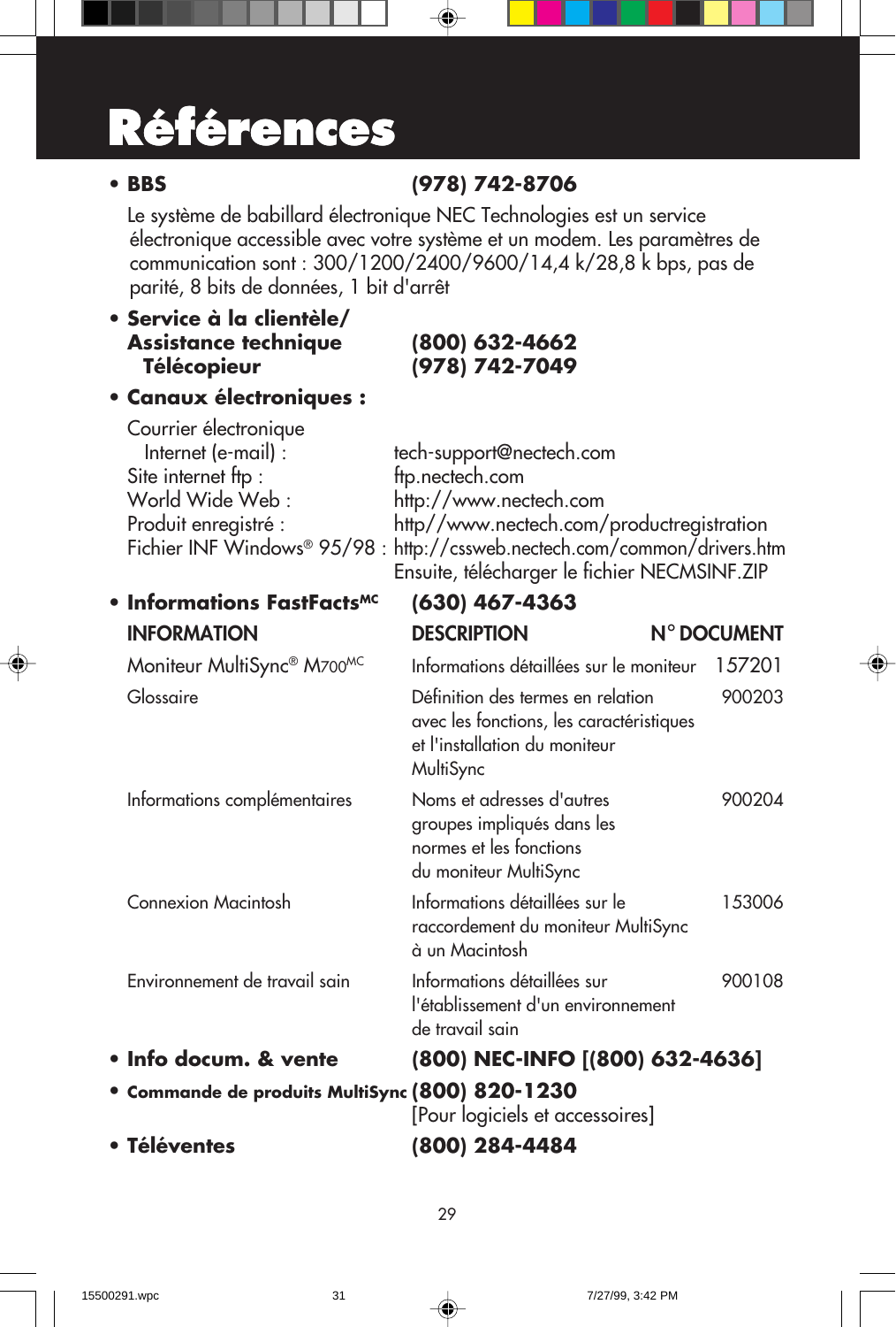# Références

- **BBS** **(978) 742-8706**

  Le système de babillard électronique NEC Technologies est un service électronique accessible avec votre système et un modem. Les paramètres de communication sont : 300/1200/2400/9600/14,4 k/28,8 k bps, pas de parité, 8 bits de données, 1 bit d'arrêt

- **Service à la clientèle/ Assistance technique** **(800) 632-4662**
  **Télécopieur** **(978) 742-7049**

- **Canaux électroniques :**

  Courrier électronique
  Internet (e-mail) : tech-support@nectech.com
  Site internet ftp : ftp.nectech.com
  World Wide Web : http://www.nectech.com
  Produit enregistré : http//www.nectech.com/productregistration
  Fichier INF Windows® 95/98 : http://cssweb.nectech.com/common/drivers.htm
  Ensuite, télécharger le fichier NECMSINF.ZIP

- **Informations FastFacts^MC** **(630) 467-4363**

| INFORMATION | DESCRIPTION | N° DOCUMENT |
|---|---|---|
| Moniteur MultiSync® M700^MC | Informations détaillées sur le moniteur | 157201 |
| Glossaire | Définition des termes en relation avec les fonctions, les caractéristiques et l'installation du moniteur MultiSync | 900203 |
| Informations complémentaires | Noms et adresses d'autres groupes impliqués dans les normes et les fonctions du moniteur MultiSync | 900204 |
| Connexion Macintosh | Informations détaillées sur le raccordement du moniteur MultiSync à un Macintosh | 153006 |
| Environnement de travail sain | Informations détaillées sur l'établissement d'un environnement de travail sain | 900108 |

- **Info docum. & vente** **(800) NEC-INFO [(800) 632-4636]**
- **Commande de produits MultiSync** **(800) 820-1230**
  [Pour logiciels et accessoires]
- **Téléventes** **(800) 284-4484**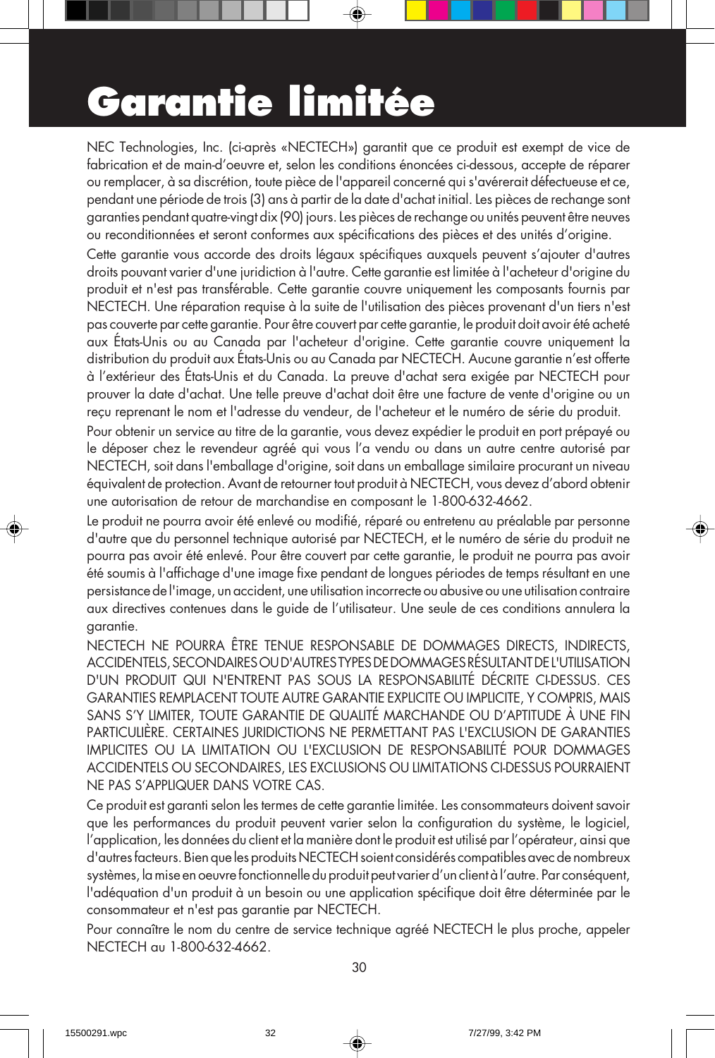# Garantie limitée

NEC Technologies, Inc. (ci-après «NECTECH») garantit que ce produit est exempt de vice de fabrication et de main-d'oeuvre et, selon les conditions énoncées ci-dessous, accepte de réparer ou remplacer, à sa discrétion, toute pièce de l'appareil concerné qui s'avérerait défectueuse et ce, pendant une période de trois (3) ans à partir de la date d'achat initial. Les pièces de rechange sont garanties pendant quatre-vingt dix (90) jours. Les pièces de rechange ou unités peuvent être neuves ou reconditionnées et seront conformes aux spécifications des pièces et des unités d'origine.

Cette garantie vous accorde des droits légaux spécifiques auxquels peuvent s'ajouter d'autres droits pouvant varier d'une juridiction à l'autre. Cette garantie est limitée à l'acheteur d'origine du produit et n'est pas transférable. Cette garantie couvre uniquement les composants fournis par NECTECH. Une réparation requise à la suite de l'utilisation des pièces provenant d'un tiers n'est pas couverte par cette garantie. Pour être couvert par cette garantie, le produit doit avoir été acheté aux États-Unis ou au Canada par l'acheteur d'origine. Cette garantie couvre uniquement la distribution du produit aux États-Unis ou au Canada par NECTECH. Aucune garantie n'est offerte à l'extérieur des États-Unis et du Canada. La preuve d'achat sera exigée par NECTECH pour prouver la date d'achat. Une telle preuve d'achat doit être une facture de vente d'origine ou un reçu reprenant le nom et l'adresse du vendeur, de l'acheteur et le numéro de série du produit.

Pour obtenir un service au titre de la garantie, vous devez expédier le produit en port prépayé ou le déposer chez le revendeur agréé qui vous l'a vendu ou dans un autre centre autorisé par NECTECH, soit dans l'emballage d'origine, soit dans un emballage similaire procurant un niveau équivalent de protection. Avant de retourner tout produit à NECTECH, vous devez d'abord obtenir une autorisation de retour de marchandise en composant le 1-800-632-4662.

Le produit ne pourra avoir été enlevé ou modifié, réparé ou entretenu au préalable par personne d'autre que du personnel technique autorisé par NECTECH, et le numéro de série du produit ne pourra pas avoir été enlevé. Pour être couvert par cette garantie, le produit ne pourra avoir été soumis à l'affichage d'une image fixe pendant de longues périodes de temps résultant en une persistance de l'image, un accident, une utilisation incorrecte ou abusive ou une utilisation contraire aux directives contenues dans le guide de l'utilisateur. Une seule de ces conditions annulera la garantie.

NECTECH NE POURRA ÊTRE TENUE RESPONSABLE DE DOMMAGES DIRECTS, INDIRECTS, ACCIDENTELS, SECONDAIRES OU D'AUTRES TYPES DE DOMMAGES RÉSULTANT DE L'UTILISATION D'UN PRODUIT QUI N'ENTRENT PAS SOUS LA RESPONSABILITÉ DÉCRITE CI-DESSUS. CES GARANTIES REMPLACENT TOUTE AUTRE GARANTIE EXPLICITE OU IMPLICITE, Y COMPRIS, MAIS SANS S'Y LIMITER, TOUTE GARANTIE DE QUALITÉ MARCHANDE OU D'APTITUDE À UNE FIN PARTICULIÈRE. CERTAINES JURIDICTIONS NE PERMETTANT PAS L'EXCLUSION DE GARANTIES IMPLICITES OU LA LIMITATION OU L'EXCLUSION DE RESPONSABILITÉ POUR DOMMAGES ACCIDENTELS OU SECONDAIRES, LES EXCLUSIONS OU LIMITATIONS CI-DESSUS POURRAIENT NE PAS S'APPLIQUER DANS VOTRE CAS.

Ce produit est garanti selon les termes de cette garantie limitée. Les consommateurs doivent savoir que les performances du produit peuvent varier selon la configuration du système, le logiciel, l'application, les données du client et la manière dont le produit est utilisé par l'opérateur, ainsi que d'autres facteurs. Bien que les produits NECTECH soient considérés compatibles avec de nombreux systèmes, la mise en oeuvre fonctionnelle du produit peut varier d'un client à l'autre. Par conséquent, l'adéquation d'un produit à un besoin ou une application spécifique doit être déterminée par le consommateur et n'est pas garantie par NECTECH.

Pour connaître le nom du centre de service technique agréé NECTECH le plus proche, appeler NECTECH au 1-800-632-4662.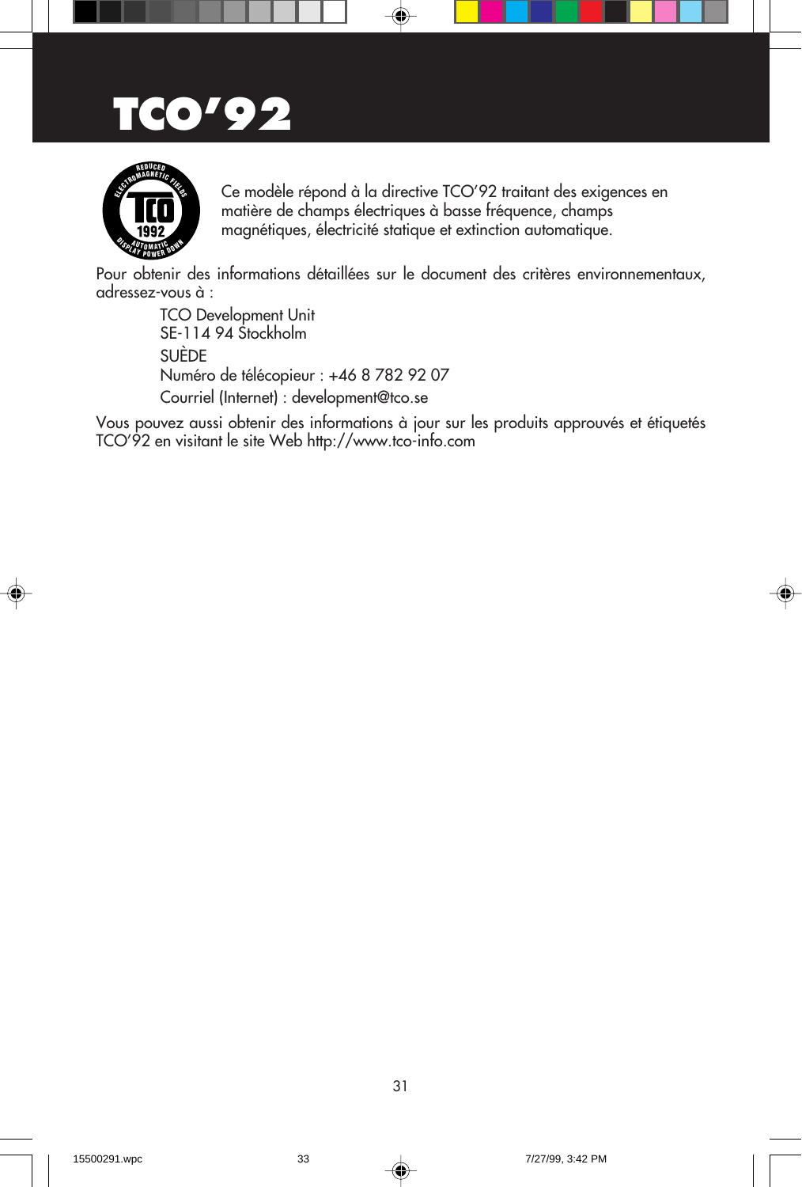# TCO'92

Ce modèle répond à la directive TCO'92 traitant des exigences en matière de champs électriques à basse fréquence, champs magnétiques, électricité statique et extinction automatique.

Pour obtenir des informations détaillées sur le document des critères environnementaux, adressez-vous à :

TCO Development Unit
SE-114 94 Stockholm
SUÈDE
Numéro de télécopieur : +46 8 782 92 07
Courriel (Internet) : development@tco.se

Vous pouvez aussi obtenir des informations à jour sur les produits approuvés et étiquetés TCO'92 en visitant le site Web http://www.tco-info.com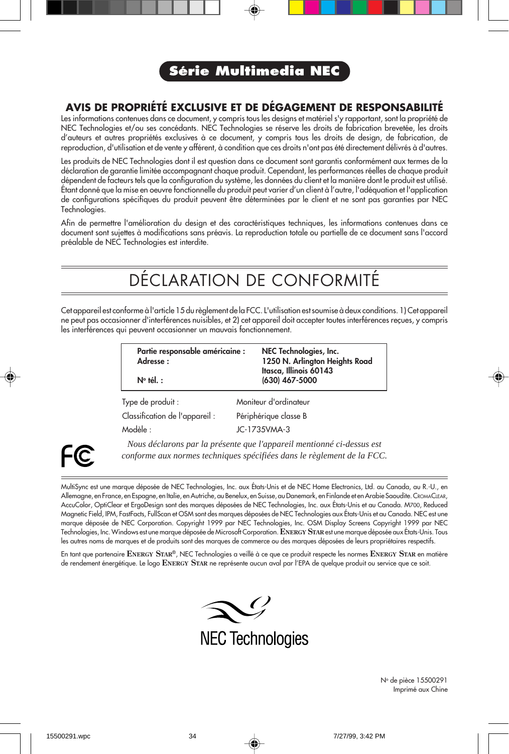# Série Multimedia NEC

## AVIS DE PROPRIÉTÉ EXCLUSIVE ET DE DÉGAGEMENT DE RESPONSABILITÉ

Les informations contenues dans ce document, y compris tous les designs et matériel s'y rapportant, sont la propriété de NEC Technologies et/ou ses concédants. NEC Technologies se réserve les droits de fabrication brevetée, les droits d'auteurs et autres propriétés exclusives à ce document, y compris tous les droits de design, de fabrication, de reproduction, d'utilisation et de vente y afférent, à condition que ces droits n'ont pas été directement délivrés à d'autres.

Les produits de NEC Technologies dont il est question dans ce document sont garantis conformément aux termes de la déclaration de garantie limitée accompagnant chaque produit. Cependant, les performances réelles de chaque produit dépendent de facteurs tels que la configuration du système, les données du client et la manière dont le produit est utilisé. Étant donné que la mise en oeuvre fonctionnelle du produit peut varier d'un client à l'autre, l'adéquation et l'application de configurations spécifiques du produit peuvent être déterminées par le client et ne sont pas garanties par NEC Technologies.

Afin de permettre l'amélioration du design et des caractéristiques techniques, les informations contenues dans ce document sont sujettes à modifications sans préavis. La reproduction totale ou partielle de ce document sans l'accord préalable de NEC Technologies est interdite.

# DÉCLARATION DE CONFORMITÉ

Cet appareil est conforme à l'article 15 du règlement de la FCC. L'utilisation est soumise à deux conditions. 1) Cet appareil ne peut pas occasionner d'interférences nuisibles, et 2) cet appareil doit accepter toutes interférences reçues, y compris les interférences qui peuvent occasionner un mauvais fonctionnement.

| | |
|---|---|
| **Partie responsable américaine :** | **NEC Technologies, Inc.** |
| **Adresse :** | **1250 N. Arlington Heights Road<br>Itasca, Illinois 60143** |
| **N° tél. :** | **(630) 467-5000** |

| | |
|---|---|
| Type de produit : | Moniteur d'ordinateur |
| Classification de l'appareil : | Périphérique classe B |
| Modèle : | JC-1735VMA-3 |

*Nous déclarons par la présente que l'appareil mentionné ci-dessus est conforme aux normes techniques spécifiées dans le règlement de la FCC.*

MultiSync est une marque déposée de NEC Technologies, Inc. aux États-Unis et de NEC Home Electronics, Ltd. au Canada, au R.-U., en Allemagne, en France, en Espagne, en Italie, en Autriche, au Benelux, en Suisse, au Danemark, en Finlande et en Arabie Saoudite. CROMACLEAR, AccuColor, OptiClear et ErgoDesign sont des marques déposées de NEC Technologies, Inc. aux États-Unis et au Canada. M700, Reduced Magnetic Field, IPM, FastFacts, FullScan et OSM sont des marques déposées de NEC Technologies aux États-Unis et au Canada. NEC est une marque déposée de NEC Corporation. Copyright 1999 par NEC Technologies, Inc. OSM Display Screens Copyright 1999 par NEC Technologies, Inc. Windows est une marque déposée de Microsoft Corporation. ENERGY STAR est une marque déposée aux États-Unis. Tous les autres noms de marques et de produits sont des marques de commerce ou des marques déposées de leurs propriétaires respectifs.

En tant que partenaire ENERGY STAR®, NEC Technologies a veillé à ce que ce produit respecte les normes ENERGY STAR en matière de rendement énergétique. Le logo ENERGY STAR ne représente aucun aval par l'EPA de quelque produit ou service que ce soit.

NEC Technologies

N° de pièce 15500291
Imprimé aux Chine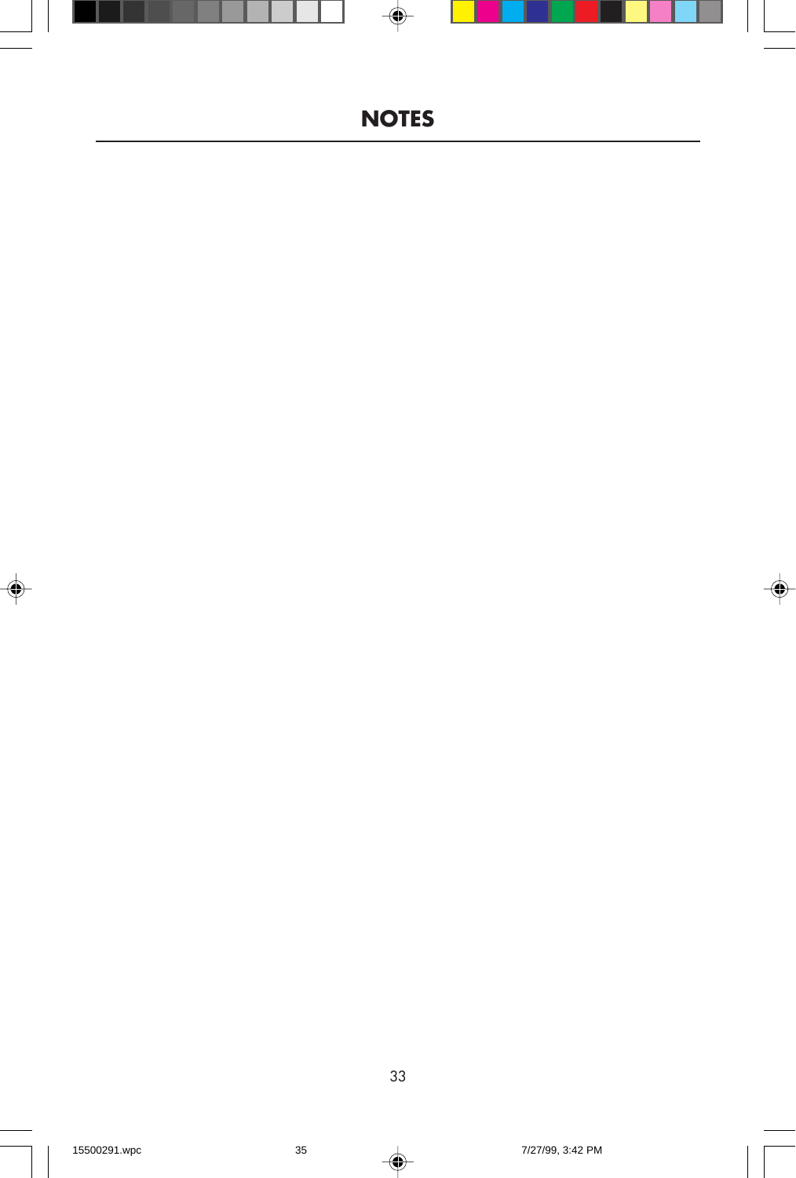# NOTES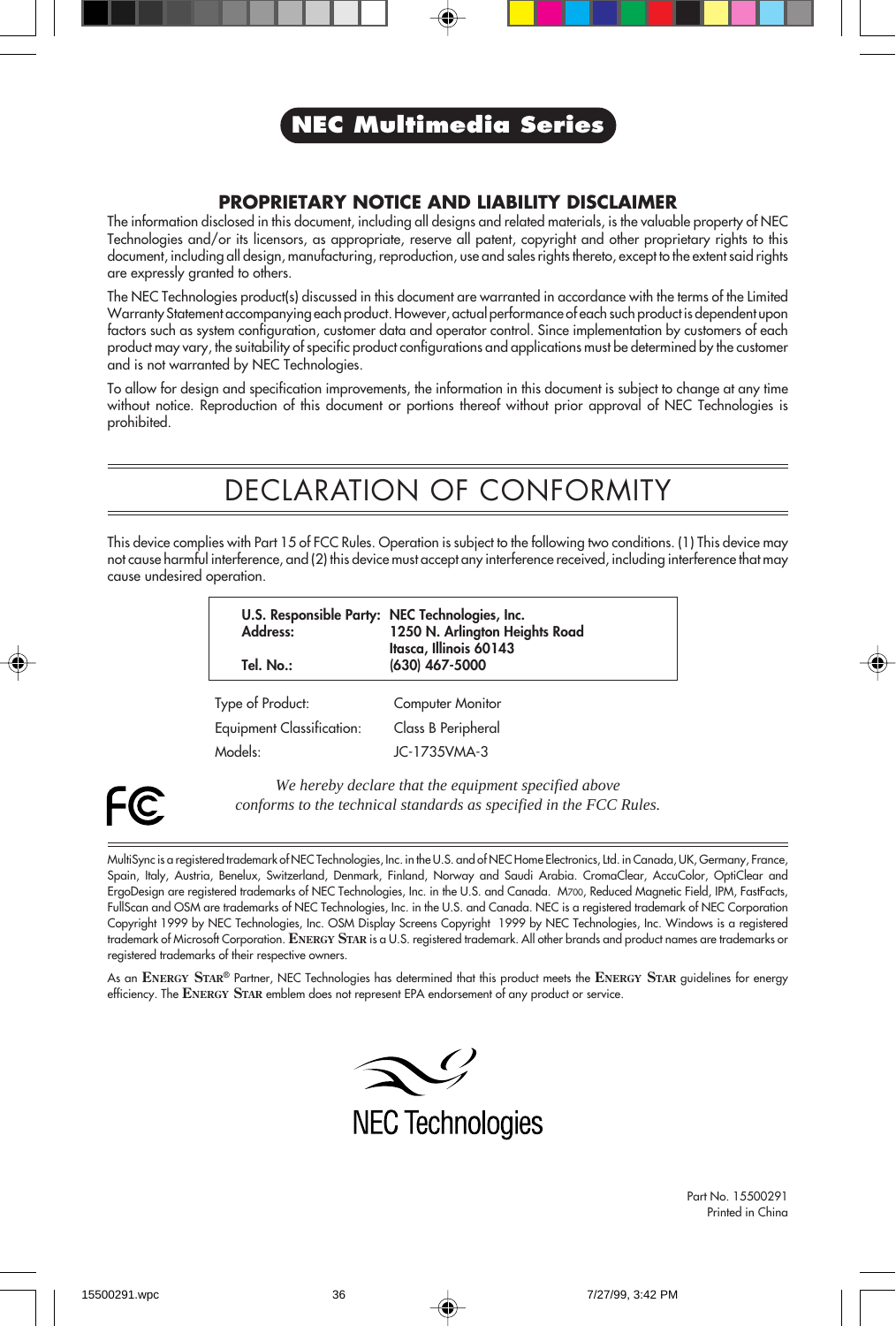# NEC Multimedia Series

## PROPRIETARY NOTICE AND LIABILITY DISCLAIMER

The information disclosed in this document, including all designs and related materials, is the valuable property of NEC Technologies and/or its licensors, as appropriate, reserve all patent, copyright and other proprietary rights to this document, including all design, manufacturing, reproduction, use and sales rights thereto, except to the extent said rights are expressly granted to others.

The NEC Technologies product(s) discussed in this document are warranted in accordance with the terms of the Limited Warranty Statement accompanying each product. However, actual performance of each such product is dependent upon factors such as system configuration, customer data and operator control. Since implementation by customers of each product may vary, the suitability of specific product configurations and applications must be determined by the customer and is not warranted by NEC Technologies.

To allow for design and specification improvements, the information in this document is subject to change at any time without notice. Reproduction of this document or portions thereof without prior approval of NEC Technologies is prohibited.

## DECLARATION OF CONFORMITY

This device complies with Part 15 of FCC Rules. Operation is subject to the following two conditions. (1) This device may not cause harmful interference, and (2) this device must accept any interference received, including interference that may cause undesired operation.

| | |
|---|---|
| **U.S. Responsible Party:** | **NEC Technologies, Inc.** |
| **Address:** | **1250 N. Arlington Heights Road** |
| | **Itasca, Illinois 60143** |
| **Tel. No.:** | **(630) 467-5000** |

| | |
|---|---|
| Type of Product: | Computer Monitor |
| Equipment Classification: | Class B Peripheral |
| Models: | JC-1735VMA-3 |

*We hereby declare that the equipment specified above conforms to the technical standards as specified in the FCC Rules.*

MultiSync is a registered trademark of NEC Technologies, Inc. in the U.S. and of NEC Home Electronics, Ltd. in Canada, UK, Germany, France, Spain, Italy, Austria, Benelux, Switzerland, Denmark, Finland, Norway and Saudi Arabia. CromaClear, AccuColor, OptiClear and ErgoDesign are registered trademarks of NEC Technologies, Inc. in the U.S. and Canada. M700, Reduced Magnetic Field, IPM, FastFacts, FullScan and OSM are trademarks of NEC Technologies, Inc. in the U.S. and Canada. NEC is a registered trademark of NEC Corporation Copyright 1999 by NEC Technologies, Inc. OSM Display Screens Copyright 1999 by NEC Technologies, Inc. Windows is a registered trademark of Microsoft Corporation. ENERGY STAR is a U.S. registered trademark. All other brands and product names are trademarks or registered trademarks of their respective owners.

As an ENERGY STAR® Partner, NEC Technologies has determined that this product meets the ENERGY STAR guidelines for energy efficiency. The ENERGY STAR emblem does not represent EPA endorsement of any product or service.

NEC Technologies

Part No. 15500291
Printed in China